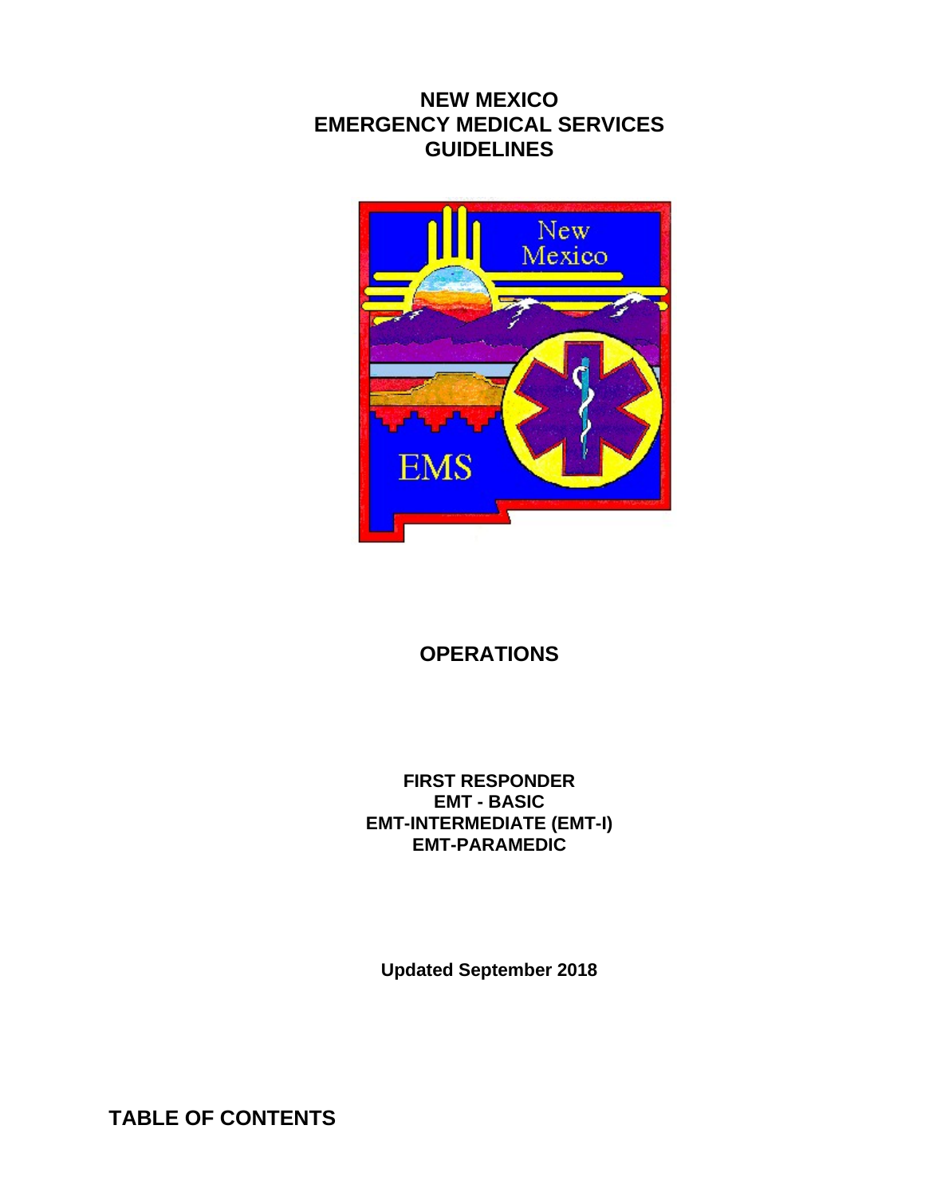# NEW MEXICO
# EMERGENCY MEDICAL SERVICES
# GUIDELINES

## OPERATIONS

**FIRST RESPONDER**
**EMT - BASIC**
**EMT-INTERMEDIATE (EMT-I)**
**EMT-PARAMEDIC**

**Updated September 2018**

## TABLE OF CONTENTS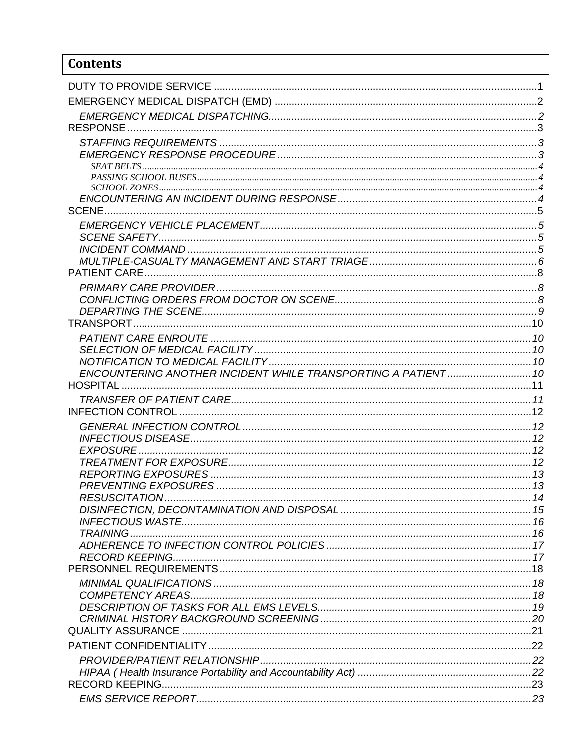# Contents

DUTY TO PROVIDE SERVICE ............................................................................................................1

EMERGENCY MEDICAL DISPATCH (EMD) ..........................................................................................2

- *EMERGENCY MEDICAL DISPATCHING............................................................................................2*

RESPONSE ........................................................................................................................................3

- *STAFFING REQUIREMENTS ...........................................................................................................3*
- *EMERGENCY RESPONSE PROCEDURE ..........................................................................................3*
  - *SEAT BELTS ........................................................................................................................4*
  - *PASSING SCHOOL BUSES.......................................................................................................4*
  - *SCHOOL ZONES...................................................................................................................4*
- *ENCOUNTERING AN INCIDENT DURING RESPONSE .....................................................................4*

SCENE...............................................................................................................................................5

- *EMERGENCY VEHICLE PLACEMENT................................................................................................5*
- *SCENE SAFETY..................................................................................................................................5*
- *INCIDENT COMMAND ......................................................................................................................5*
- *MULTIPLE-CASUALTY MANAGEMENT AND START TRIAGE ..........................................................6*

PATIENT CARE....................................................................................................................................8

- *PRIMARY CARE PROVIDER ..............................................................................................................8*
- *CONFLICTING ORDERS FROM DOCTOR ON SCENE......................................................................8*
- *DEPARTING THE SCENE....................................................................................................................9*

TRANSPORT.........................................................................................................................................10

- *PATIENT CARE ENROUTE ...............................................................................................................10*
- *SELECTION OF MEDICAL FACILITY................................................................................................10*
- *NOTIFICATION TO MEDICAL FACILITY ..........................................................................................10*
- *ENCOUNTERING ANOTHER INCIDENT WHILE TRANSPORTING A PATIENT ..............................10*

HOSPITAL ...........................................................................................................................................11

- *TRANSFER OF PATIENT CARE........................................................................................................11*

INFECTION CONTROL .........................................................................................................................12

- *GENERAL INFECTION CONTROL ...................................................................................................12*
- *INFECTIOUS DISEASE.....................................................................................................................12*
- *EXPOSURE ........................................................................................................................................12*
- *TREATMENT FOR EXPOSURE.........................................................................................................12*
- *REPORTING EXPOSURES ...............................................................................................................13*
- *PREVENTING EXPOSURES .............................................................................................................13*
- *RESUSCITATION...............................................................................................................................14*
- *DISINFECTION, DECONTAMINATION AND DISPOSAL .................................................................15*
- *INFECTIOUS WASTE.........................................................................................................................16*
- *TRAINING...........................................................................................................................................16*
- *ADHERENCE TO INFECTION CONTROL POLICIES ......................................................................17*
- *RECORD KEEPING............................................................................................................................17*

PERSONNEL REQUIREMENTS ............................................................................................................18

- *MINIMAL QUALIFICATIONS ..............................................................................................................18*
- *COMPETENCY AREAS......................................................................................................................18*
- *DESCRIPTION OF TASKS FOR ALL EMS LEVELS..........................................................................19*
- *CRIMINAL HISTORY BACKGROUND SCREENING .........................................................................20*

QUALITY ASSURANCE .........................................................................................................................21

PATIENT CONFIDENTIALITY ................................................................................................................22

- *PROVIDER/PATIENT RELATIONSHIP..............................................................................................22*
- *HIPAA ( Health Insurance Portability and Accountability Act) ............................................................22*

RECORD KEEPING................................................................................................................................23

- *EMS SERVICE REPORT....................................................................................................................23*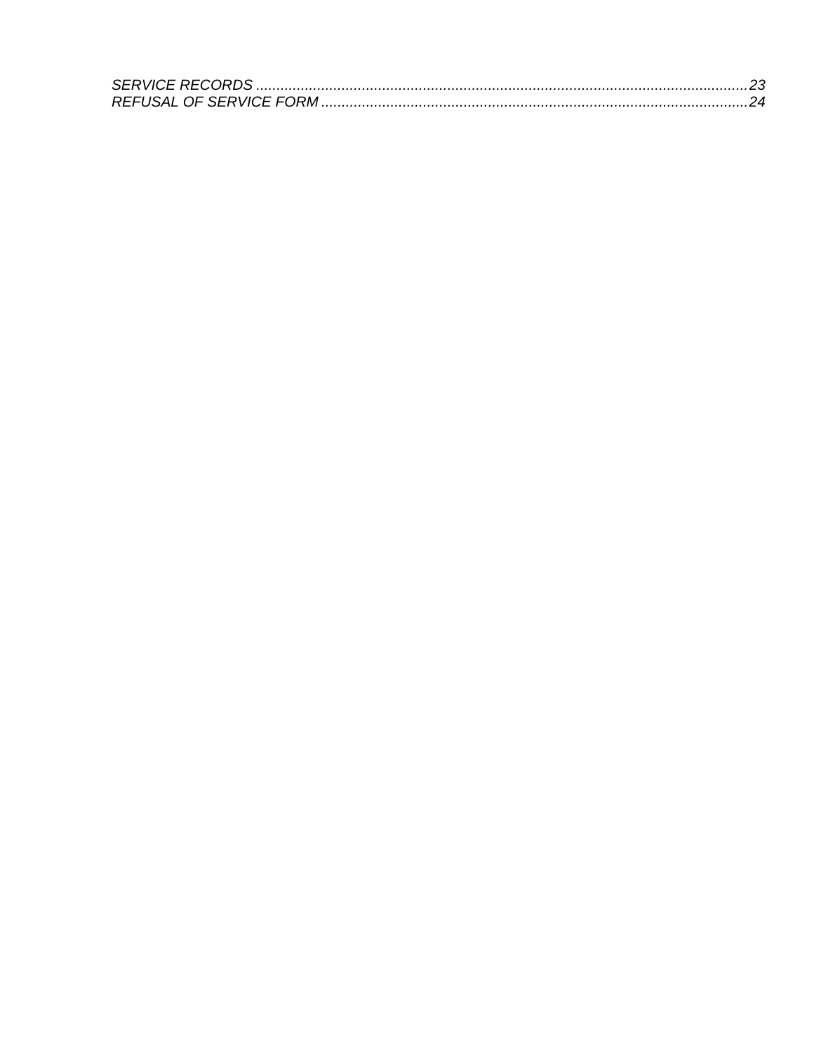*SERVICE RECORDS .......................................................................................................................23*
*REFUSAL OF SERVICE FORM ........................................................................................................24*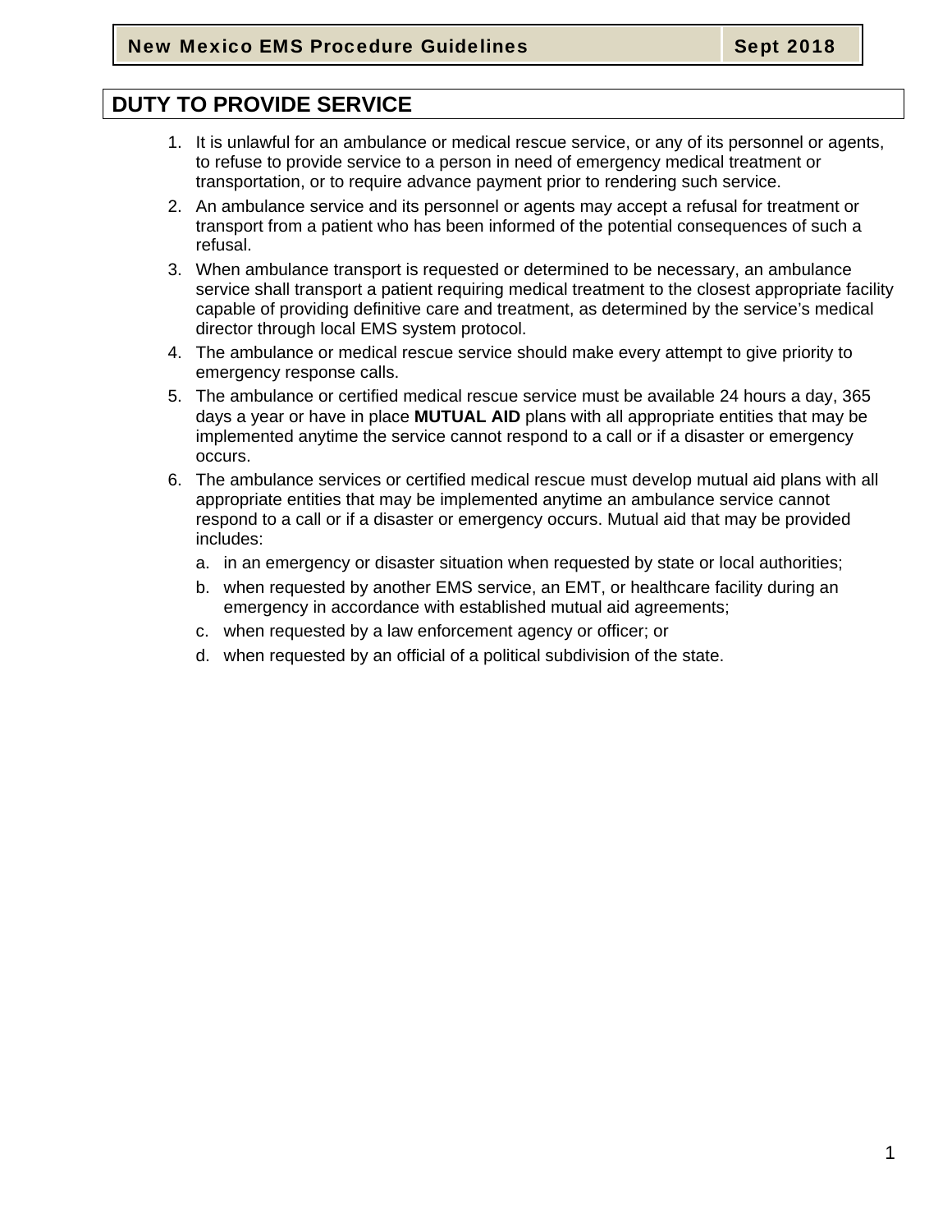## DUTY TO PROVIDE SERVICE

1. It is unlawful for an ambulance or medical rescue service, or any of its personnel or agents, to refuse to provide service to a person in need of emergency medical treatment or transportation, or to require advance payment prior to rendering such service.
2. An ambulance service and its personnel or agents may accept a refusal for treatment or transport from a patient who has been informed of the potential consequences of such a refusal.
3. When ambulance transport is requested or determined to be necessary, an ambulance service shall transport a patient requiring medical treatment to the closest appropriate facility capable of providing definitive care and treatment, as determined by the service's medical director through local EMS system protocol.
4. The ambulance or medical rescue service should make every attempt to give priority to emergency response calls.
5. The ambulance or certified medical rescue service must be available 24 hours a day, 365 days a year or have in place **MUTUAL AID** plans with all appropriate entities that may be implemented anytime the service cannot respond to a call or if a disaster or emergency occurs.
6. The ambulance services or certified medical rescue must develop mutual aid plans with all appropriate entities that may be implemented anytime an ambulance service cannot respond to a call or if a disaster or emergency occurs. Mutual aid that may be provided includes:
   a. in an emergency or disaster situation when requested by state or local authorities;
   b. when requested by another EMS service, an EMT, or healthcare facility during an emergency in accordance with established mutual aid agreements;
   c. when requested by a law enforcement agency or officer; or
   d. when requested by an official of a political subdivision of the state.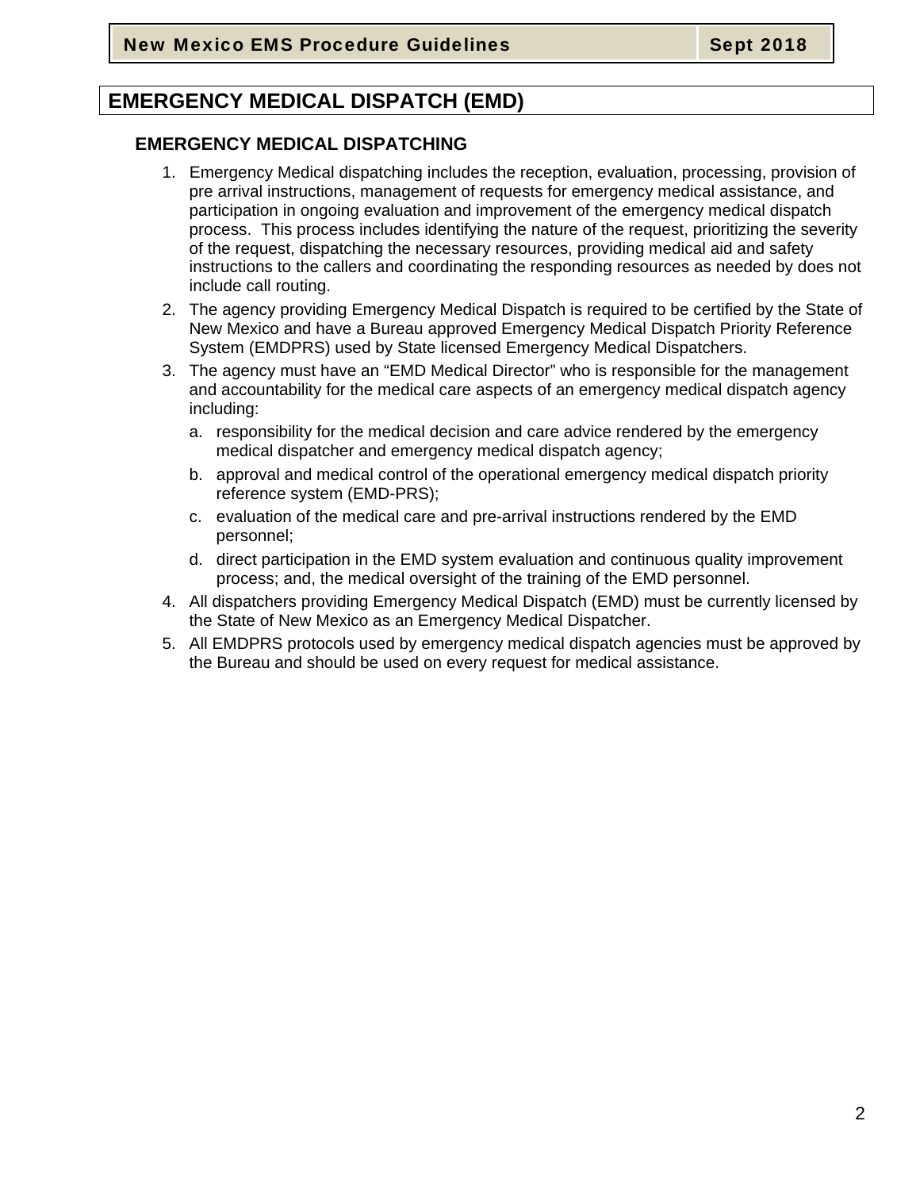# EMERGENCY MEDICAL DISPATCH (EMD)

## EMERGENCY MEDICAL DISPATCHING

1. Emergency Medical dispatching includes the reception, evaluation, processing, provision of pre arrival instructions, management of requests for emergency medical assistance, and participation in ongoing evaluation and improvement of the emergency medical dispatch process. This process includes identifying the nature of the request, prioritizing the severity of the request, dispatching the necessary resources, providing medical aid and safety instructions to the callers and coordinating the responding resources as needed by does not include call routing.
2. The agency providing Emergency Medical Dispatch is required to be certified by the State of New Mexico and have a Bureau approved Emergency Medical Dispatch Priority Reference System (EMDPRS) used by State licensed Emergency Medical Dispatchers.
3. The agency must have an "EMD Medical Director" who is responsible for the management and accountability for the medical care aspects of an emergency medical dispatch agency including:
    a. responsibility for the medical decision and care advice rendered by the emergency medical dispatcher and emergency medical dispatch agency;
    b. approval and medical control of the operational emergency medical dispatch priority reference system (EMD-PRS);
    c. evaluation of the medical care and pre-arrival instructions rendered by the EMD personnel;
    d. direct participation in the EMD system evaluation and continuous quality improvement process; and, the medical oversight of the training of the EMD personnel.
4. All dispatchers providing Emergency Medical Dispatch (EMD) must be currently licensed by the State of New Mexico as an Emergency Medical Dispatcher.
5. All EMDPRS protocols used by emergency medical dispatch agencies must be approved by the Bureau and should be used on every request for medical assistance.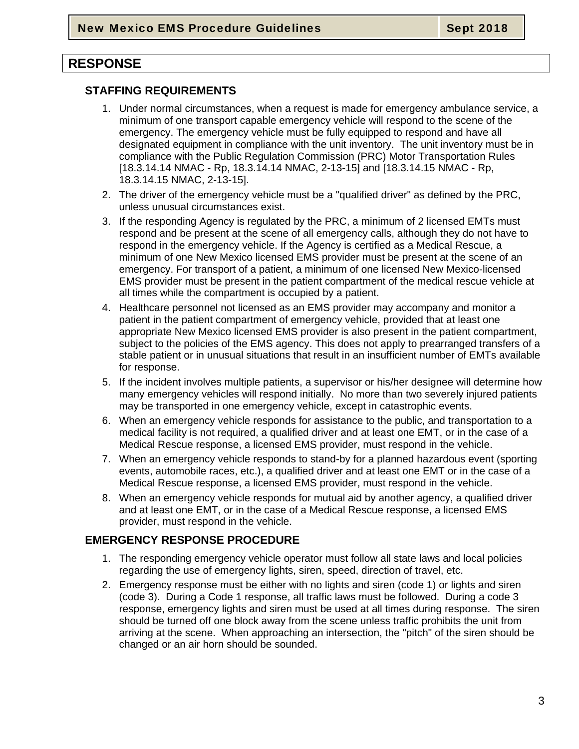## RESPONSE

### STAFFING REQUIREMENTS

1. Under normal circumstances, when a request is made for emergency ambulance service, a minimum of one transport capable emergency vehicle will respond to the scene of the emergency. The emergency vehicle must be fully equipped to respond and have all designated equipment in compliance with the unit inventory. The unit inventory must be in compliance with the Public Regulation Commission (PRC) Motor Transportation Rules [18.3.14.14 NMAC - Rp, 18.3.14.14 NMAC, 2-13-15] and [18.3.14.15 NMAC - Rp, 18.3.14.15 NMAC, 2-13-15].
2. The driver of the emergency vehicle must be a "qualified driver" as defined by the PRC, unless unusual circumstances exist.
3. If the responding Agency is regulated by the PRC, a minimum of 2 licensed EMTs must respond and be present at the scene of all emergency calls, although they do not have to respond in the emergency vehicle. If the Agency is certified as a Medical Rescue, a minimum of one New Mexico licensed EMS provider must be present at the scene of an emergency. For transport of a patient, a minimum of one licensed New Mexico-licensed EMS provider must be present in the patient compartment of the medical rescue vehicle at all times while the compartment is occupied by a patient.
4. Healthcare personnel not licensed as an EMS provider may accompany and monitor a patient in the patient compartment of emergency vehicle, provided that at least one appropriate New Mexico licensed EMS provider is also present in the patient compartment, subject to the policies of the EMS agency. This does not apply to prearranged transfers of a stable patient or in unusual situations that result in an insufficient number of EMTs available for response.
5. If the incident involves multiple patients, a supervisor or his/her designee will determine how many emergency vehicles will respond initially. No more than two severely injured patients may be transported in one emergency vehicle, except in catastrophic events.
6. When an emergency vehicle responds for assistance to the public, and transportation to a medical facility is not required, a qualified driver and at least one EMT, or in the case of a Medical Rescue response, a licensed EMS provider, must respond in the vehicle.
7. When an emergency vehicle responds to stand-by for a planned hazardous event (sporting events, automobile races, etc.), a qualified driver and at least one EMT or in the case of a Medical Rescue response, a licensed EMS provider, must respond in the vehicle.
8. When an emergency vehicle responds for mutual aid by another agency, a qualified driver and at least one EMT, or in the case of a Medical Rescue response, a licensed EMS provider, must respond in the vehicle.

### EMERGENCY RESPONSE PROCEDURE

1. The responding emergency vehicle operator must follow all state laws and local policies regarding the use of emergency lights, siren, speed, direction of travel, etc.
2. Emergency response must be either with no lights and siren (code 1) or lights and siren (code 3). During a Code 1 response, all traffic laws must be followed. During a code 3 response, emergency lights and siren must be used at all times during response. The siren should be turned off one block away from the scene unless traffic prohibits the unit from arriving at the scene. When approaching an intersection, the "pitch" of the siren should be changed or an air horn should be sounded.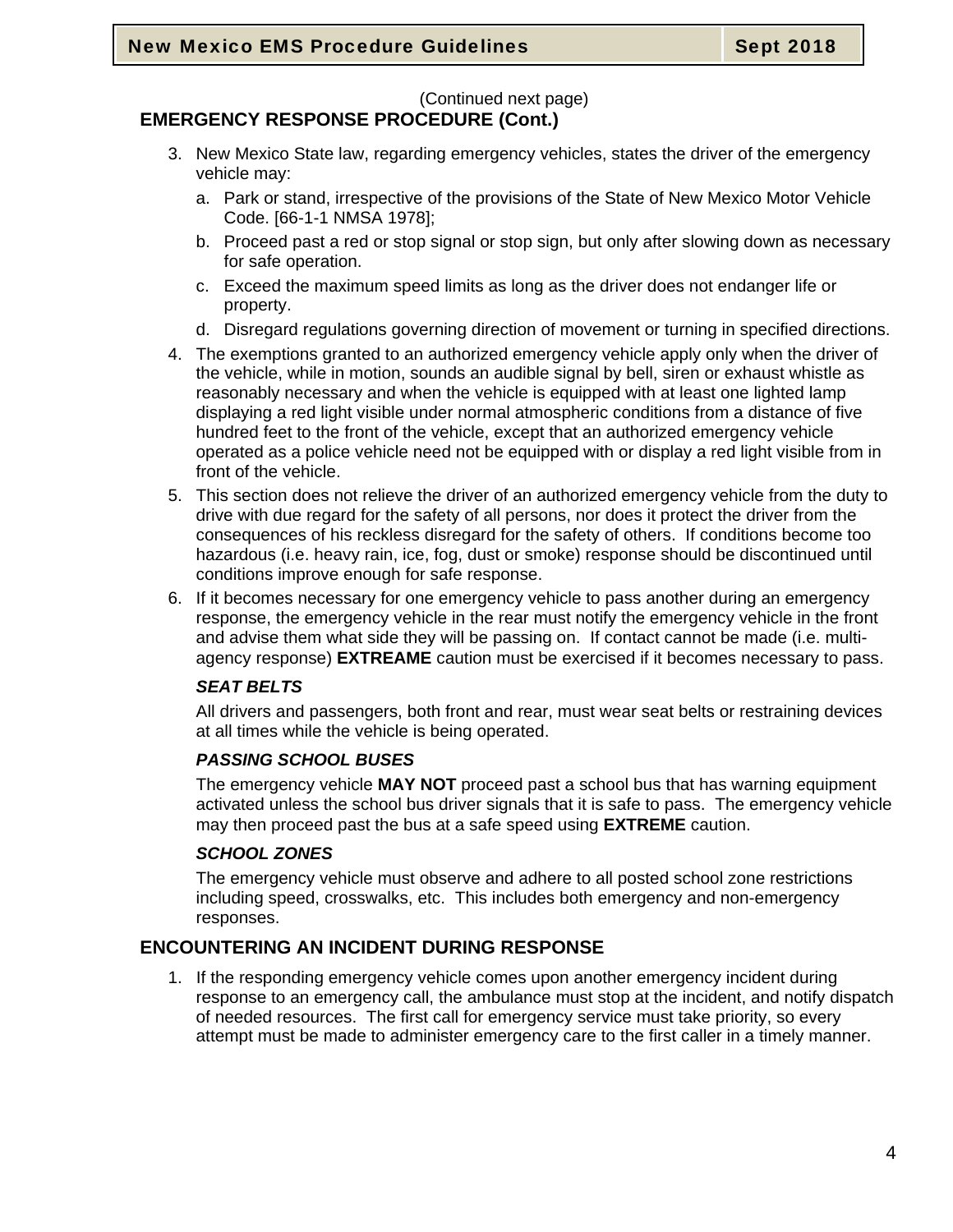(Continued next page)

## EMERGENCY RESPONSE PROCEDURE (Cont.)

3. New Mexico State law, regarding emergency vehicles, states the driver of the emergency vehicle may:
   a. Park or stand, irrespective of the provisions of the State of New Mexico Motor Vehicle Code. [66-1-1 NMSA 1978];
   b. Proceed past a red or stop signal or stop sign, but only after slowing down as necessary for safe operation.
   c. Exceed the maximum speed limits as long as the driver does not endanger life or property.
   d. Disregard regulations governing direction of movement or turning in specified directions.
4. The exemptions granted to an authorized emergency vehicle apply only when the driver of the vehicle, while in motion, sounds an audible signal by bell, siren or exhaust whistle as reasonably necessary and when the vehicle is equipped with at least one lighted lamp displaying a red light visible under normal atmospheric conditions from a distance of five hundred feet to the front of the vehicle, except that an authorized emergency vehicle operated as a police vehicle need not be equipped with or display a red light visible from in front of the vehicle.
5. This section does not relieve the driver of an authorized emergency vehicle from the duty to drive with due regard for the safety of all persons, nor does it protect the driver from the consequences of his reckless disregard for the safety of others. If conditions become too hazardous (i.e. heavy rain, ice, fog, dust or smoke) response should be discontinued until conditions improve enough for safe response.
6. If it becomes necessary for one emergency vehicle to pass another during an emergency response, the emergency vehicle in the rear must notify the emergency vehicle in the front and advise them what side they will be passing on. If contact cannot be made (i.e. multi-agency response) **EXTREAME** caution must be exercised if it becomes necessary to pass.

   ***SEAT BELTS***

   All drivers and passengers, both front and rear, must wear seat belts or restraining devices at all times while the vehicle is being operated.

   ***PASSING SCHOOL BUSES***

   The emergency vehicle **MAY NOT** proceed past a school bus that has warning equipment activated unless the school bus driver signals that it is safe to pass. The emergency vehicle may then proceed past the bus at a safe speed using **EXTREME** caution.

   ***SCHOOL ZONES***

   The emergency vehicle must observe and adhere to all posted school zone restrictions including speed, crosswalks, etc. This includes both emergency and non-emergency responses.

## ENCOUNTERING AN INCIDENT DURING RESPONSE

1. If the responding emergency vehicle comes upon another emergency incident during response to an emergency call, the ambulance must stop at the incident, and notify dispatch of needed resources. The first call for emergency service must take priority, so every attempt must be made to administer emergency care to the first caller in a timely manner.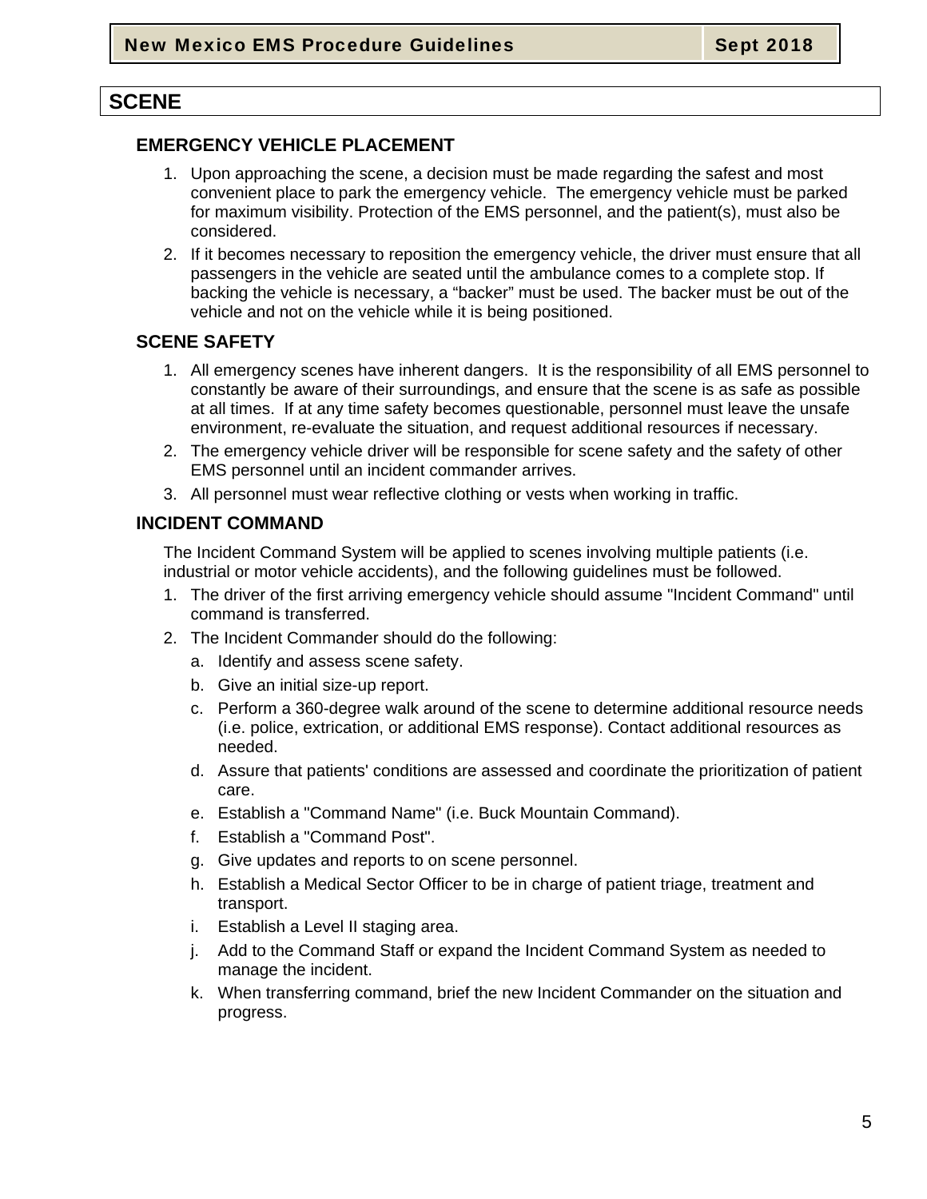# SCENE

## EMERGENCY VEHICLE PLACEMENT

1. Upon approaching the scene, a decision must be made regarding the safest and most convenient place to park the emergency vehicle. The emergency vehicle must be parked for maximum visibility. Protection of the EMS personnel, and the patient(s), must also be considered.
2. If it becomes necessary to reposition the emergency vehicle, the driver must ensure that all passengers in the vehicle are seated until the ambulance comes to a complete stop. If backing the vehicle is necessary, a "backer" must be used. The backer must be out of the vehicle and not on the vehicle while it is being positioned.

## SCENE SAFETY

1. All emergency scenes have inherent dangers. It is the responsibility of all EMS personnel to constantly be aware of their surroundings, and ensure that the scene is as safe as possible at all times. If at any time safety becomes questionable, personnel must leave the unsafe environment, re-evaluate the situation, and request additional resources if necessary.
2. The emergency vehicle driver will be responsible for scene safety and the safety of other EMS personnel until an incident commander arrives.
3. All personnel must wear reflective clothing or vests when working in traffic.

## INCIDENT COMMAND

The Incident Command System will be applied to scenes involving multiple patients (i.e. industrial or motor vehicle accidents), and the following guidelines must be followed.

1. The driver of the first arriving emergency vehicle should assume "Incident Command" until command is transferred.
2. The Incident Commander should do the following:
   a. Identify and assess scene safety.
   b. Give an initial size-up report.
   c. Perform a 360-degree walk around of the scene to determine additional resource needs (i.e. police, extrication, or additional EMS response). Contact additional resources as needed.
   d. Assure that patients' conditions are assessed and coordinate the prioritization of patient care.
   e. Establish a "Command Name" (i.e. Buck Mountain Command).
   f. Establish a "Command Post".
   g. Give updates and reports to on scene personnel.
   h. Establish a Medical Sector Officer to be in charge of patient triage, treatment and transport.
   i. Establish a Level II staging area.
   j. Add to the Command Staff or expand the Incident Command System as needed to manage the incident.
   k. When transferring command, brief the new Incident Commander on the situation and progress.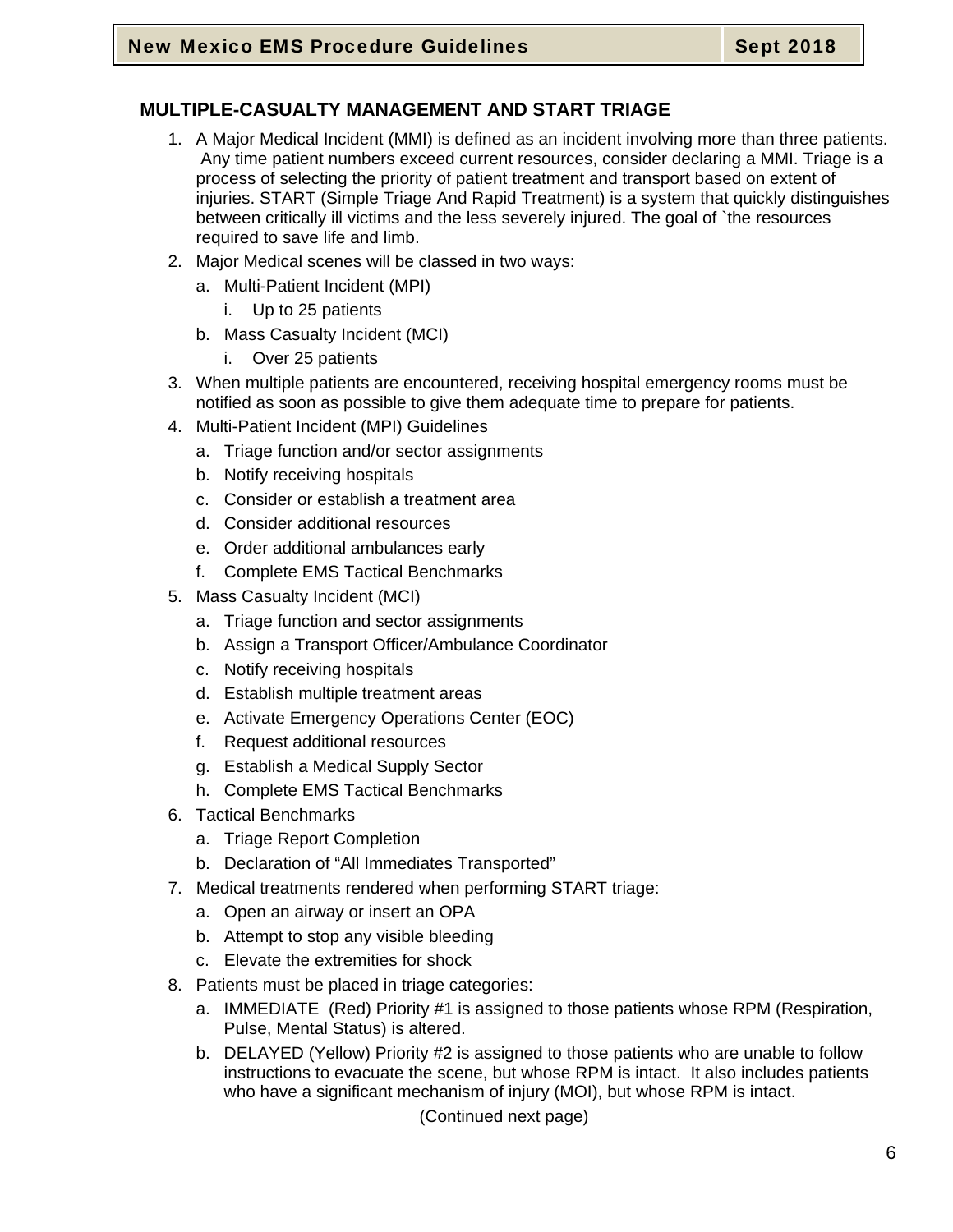## MULTIPLE-CASUALTY MANAGEMENT AND START TRIAGE

1. A Major Medical Incident (MMI) is defined as an incident involving more than three patients. Any time patient numbers exceed current resources, consider declaring a MMI. Triage is a process of selecting the priority of patient treatment and transport based on extent of injuries. START (Simple Triage And Rapid Treatment) is a system that quickly distinguishes between critically ill victims and the less severely injured. The goal of `the resources required to save life and limb.
2. Major Medical scenes will be classed in two ways:
   a. Multi-Patient Incident (MPI)
      i. Up to 25 patients
   b. Mass Casualty Incident (MCI)
      i. Over 25 patients
3. When multiple patients are encountered, receiving hospital emergency rooms must be notified as soon as possible to give them adequate time to prepare for patients.
4. Multi-Patient Incident (MPI) Guidelines
   a. Triage function and/or sector assignments
   b. Notify receiving hospitals
   c. Consider or establish a treatment area
   d. Consider additional resources
   e. Order additional ambulances early
   f. Complete EMS Tactical Benchmarks
5. Mass Casualty Incident (MCI)
   a. Triage function and sector assignments
   b. Assign a Transport Officer/Ambulance Coordinator
   c. Notify receiving hospitals
   d. Establish multiple treatment areas
   e. Activate Emergency Operations Center (EOC)
   f. Request additional resources
   g. Establish a Medical Supply Sector
   h. Complete EMS Tactical Benchmarks
6. Tactical Benchmarks
   a. Triage Report Completion
   b. Declaration of “All Immediates Transported”
7. Medical treatments rendered when performing START triage:
   a. Open an airway or insert an OPA
   b. Attempt to stop any visible bleeding
   c. Elevate the extremities for shock
8. Patients must be placed in triage categories:
   a. IMMEDIATE (Red) Priority #1 is assigned to those patients whose RPM (Respiration, Pulse, Mental Status) is altered.
   b. DELAYED (Yellow) Priority #2 is assigned to those patients who are unable to follow instructions to evacuate the scene, but whose RPM is intact. It also includes patients who have a significant mechanism of injury (MOI), but whose RPM is intact.

(Continued next page)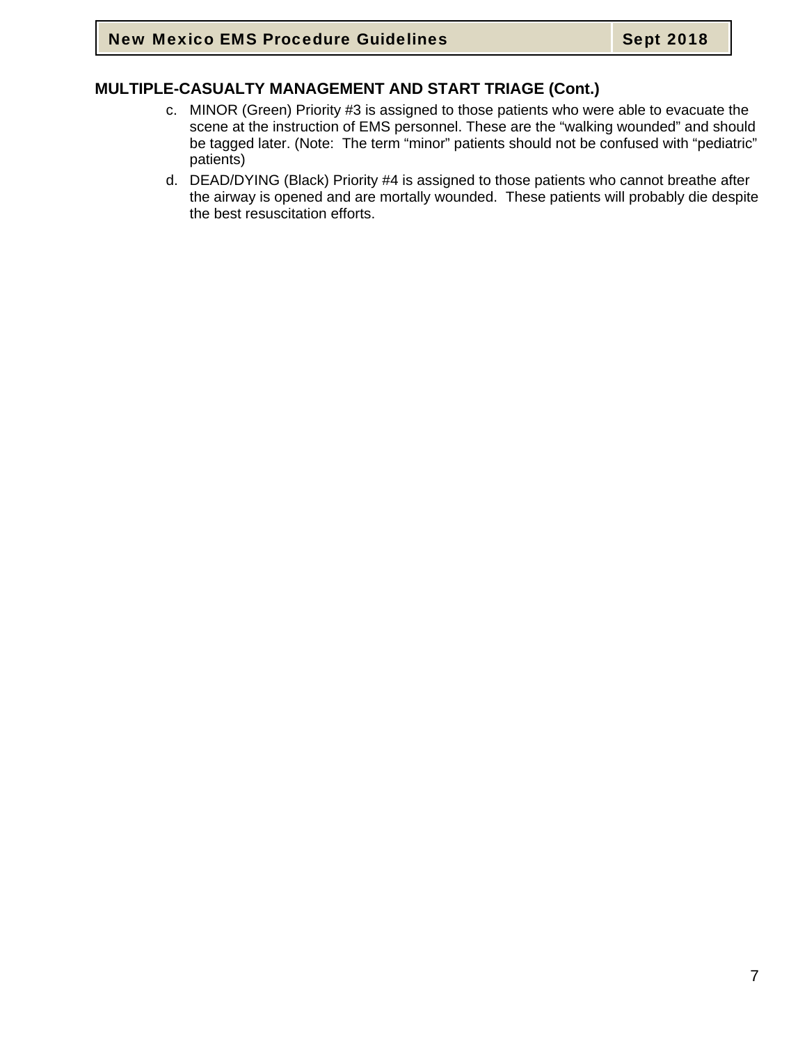## MULTIPLE-CASUALTY MANAGEMENT AND START TRIAGE (Cont.)

c. MINOR (Green) Priority #3 is assigned to those patients who were able to evacuate the scene at the instruction of EMS personnel. These are the "walking wounded" and should be tagged later. (Note: The term "minor" patients should not be confused with "pediatric" patients)

d. DEAD/DYING (Black) Priority #4 is assigned to those patients who cannot breathe after the airway is opened and are mortally wounded. These patients will probably die despite the best resuscitation efforts.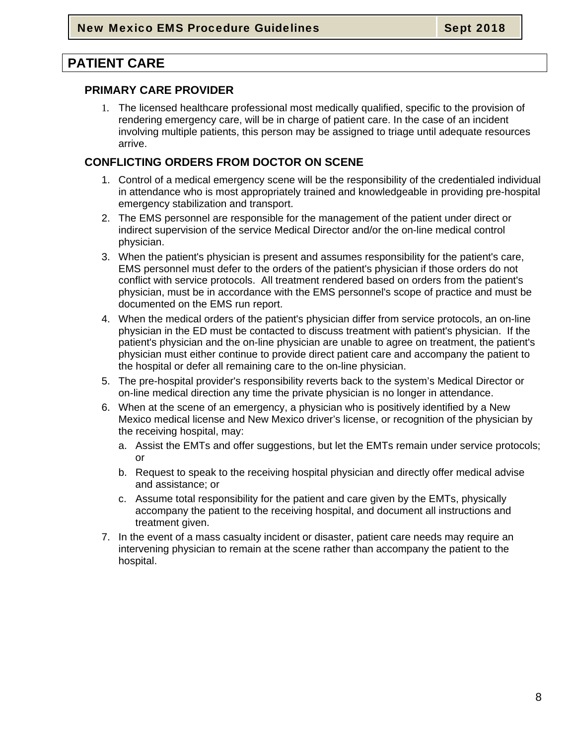# PATIENT CARE

## PRIMARY CARE PROVIDER

1. The licensed healthcare professional most medically qualified, specific to the provision of rendering emergency care, will be in charge of patient care. In the case of an incident involving multiple patients, this person may be assigned to triage until adequate resources arrive.

## CONFLICTING ORDERS FROM DOCTOR ON SCENE

1. Control of a medical emergency scene will be the responsibility of the credentialed individual in attendance who is most appropriately trained and knowledgeable in providing pre-hospital emergency stabilization and transport.
2. The EMS personnel are responsible for the management of the patient under direct or indirect supervision of the service Medical Director and/or the on-line medical control physician.
3. When the patient's physician is present and assumes responsibility for the patient's care, EMS personnel must defer to the orders of the patient's physician if those orders do not conflict with service protocols. All treatment rendered based on orders from the patient's physician, must be in accordance with the EMS personnel's scope of practice and must be documented on the EMS run report.
4. When the medical orders of the patient's physician differ from service protocols, an on-line physician in the ED must be contacted to discuss treatment with patient's physician. If the patient's physician and the on-line physician are unable to agree on treatment, the patient's physician must either continue to provide direct patient care and accompany the patient to the hospital or defer all remaining care to the on-line physician.
5. The pre-hospital provider's responsibility reverts back to the system's Medical Director or on-line medical direction any time the private physician is no longer in attendance.
6. When at the scene of an emergency, a physician who is positively identified by a New Mexico medical license and New Mexico driver's license, or recognition of the physician by the receiving hospital, may:
   a. Assist the EMTs and offer suggestions, but let the EMTs remain under service protocols; or
   b. Request to speak to the receiving hospital physician and directly offer medical advise and assistance; or
   c. Assume total responsibility for the patient and care given by the EMTs, physically accompany the patient to the receiving hospital, and document all instructions and treatment given.
7. In the event of a mass casualty incident or disaster, patient care needs may require an intervening physician to remain at the scene rather than accompany the patient to the hospital.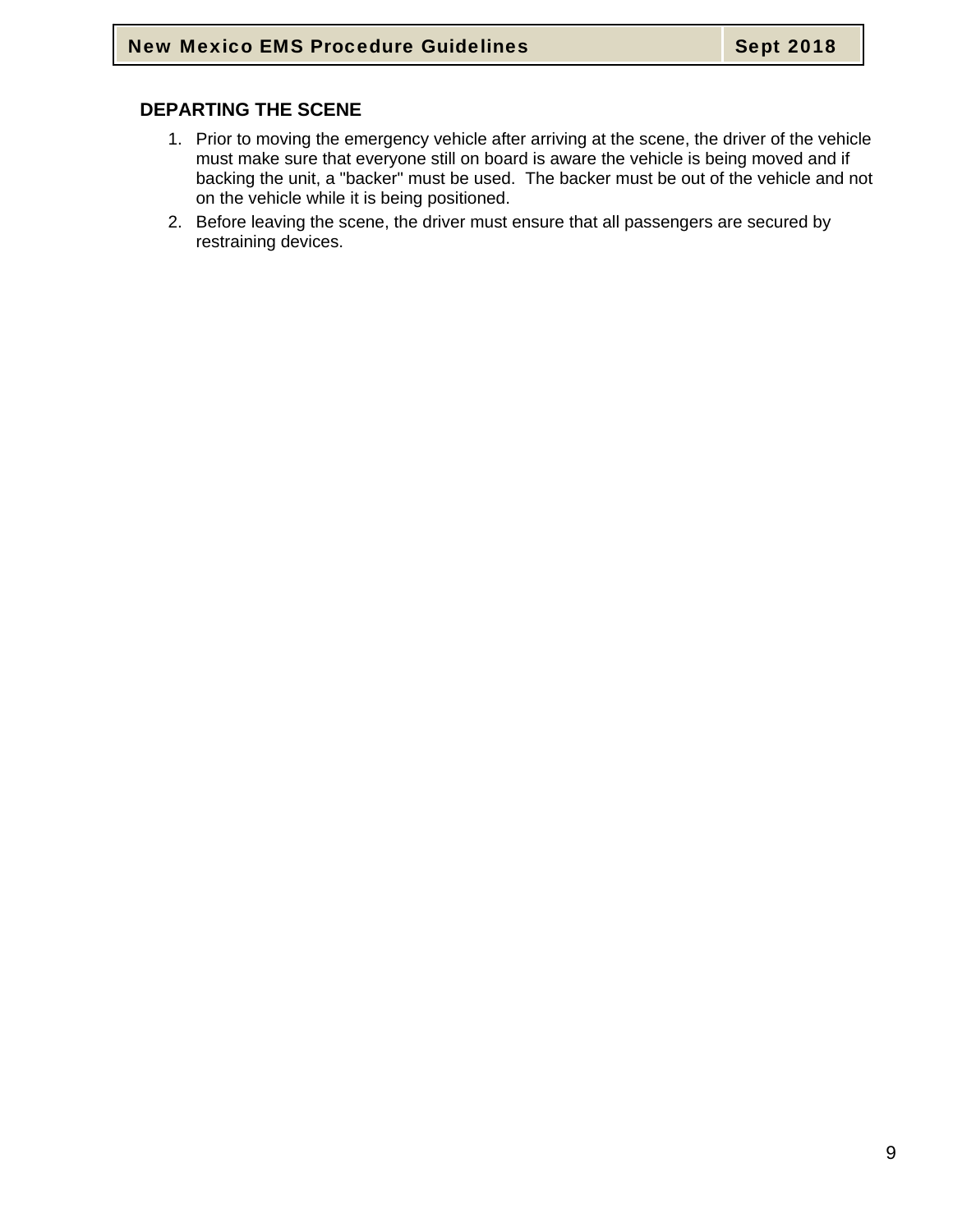## DEPARTING THE SCENE

1. Prior to moving the emergency vehicle after arriving at the scene, the driver of the vehicle must make sure that everyone still on board is aware the vehicle is being moved and if backing the unit, a "backer" must be used. The backer must be out of the vehicle and not on the vehicle while it is being positioned.
2. Before leaving the scene, the driver must ensure that all passengers are secured by restraining devices.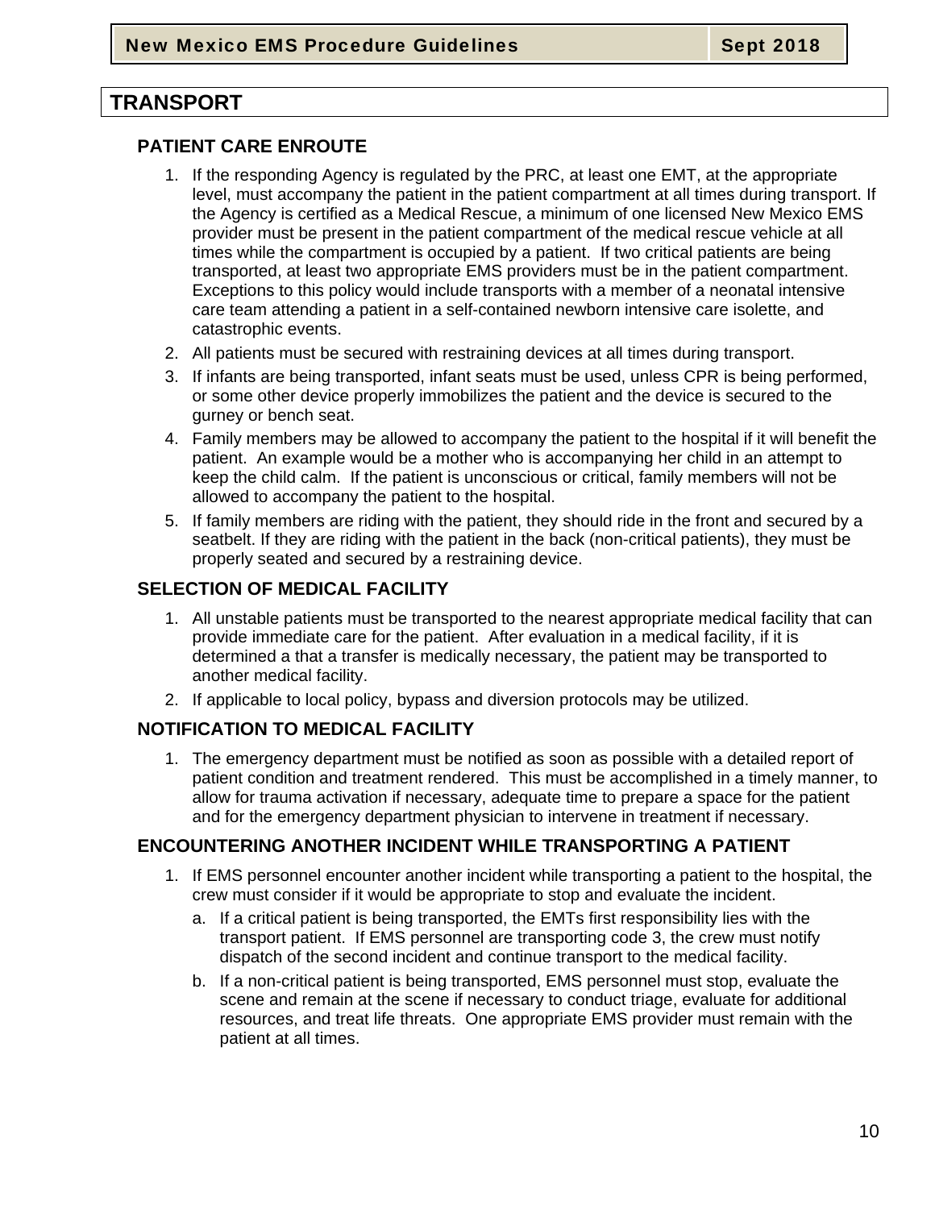## TRANSPORT

### PATIENT CARE ENROUTE

1. If the responding Agency is regulated by the PRC, at least one EMT, at the appropriate level, must accompany the patient in the patient compartment at all times during transport. If the Agency is certified as a Medical Rescue, a minimum of one licensed New Mexico EMS provider must be present in the patient compartment of the medical rescue vehicle at all times while the compartment is occupied by a patient. If two critical patients are being transported, at least two appropriate EMS providers must be in the patient compartment. Exceptions to this policy would include transports with a member of a neonatal intensive care team attending a patient in a self-contained newborn intensive care isolette, and catastrophic events.
2. All patients must be secured with restraining devices at all times during transport.
3. If infants are being transported, infant seats must be used, unless CPR is being performed, or some other device properly immobilizes the patient and the device is secured to the gurney or bench seat.
4. Family members may be allowed to accompany the patient to the hospital if it will benefit the patient. An example would be a mother who is accompanying her child in an attempt to keep the child calm. If the patient is unconscious or critical, family members will not be allowed to accompany the patient to the hospital.
5. If family members are riding with the patient, they should ride in the front and secured by a seatbelt. If they are riding with the patient in the back (non-critical patients), they must be properly seated and secured by a restraining device.

### SELECTION OF MEDICAL FACILITY

1. All unstable patients must be transported to the nearest appropriate medical facility that can provide immediate care for the patient. After evaluation in a medical facility, if it is determined a that a transfer is medically necessary, the patient may be transported to another medical facility.
2. If applicable to local policy, bypass and diversion protocols may be utilized.

### NOTIFICATION TO MEDICAL FACILITY

1. The emergency department must be notified as soon as possible with a detailed report of patient condition and treatment rendered. This must be accomplished in a timely manner, to allow for trauma activation if necessary, adequate time to prepare a space for the patient and for the emergency department physician to intervene in treatment if necessary.

### ENCOUNTERING ANOTHER INCIDENT WHILE TRANSPORTING A PATIENT

1. If EMS personnel encounter another incident while transporting a patient to the hospital, the crew must consider if it would be appropriate to stop and evaluate the incident.
   a. If a critical patient is being transported, the EMTs first responsibility lies with the transport patient. If EMS personnel are transporting code 3, the crew must notify dispatch of the second incident and continue transport to the medical facility.
   b. If a non-critical patient is being transported, EMS personnel must stop, evaluate the scene and remain at the scene if necessary to conduct triage, evaluate for additional resources, and treat life threats. One appropriate EMS provider must remain with the patient at all times.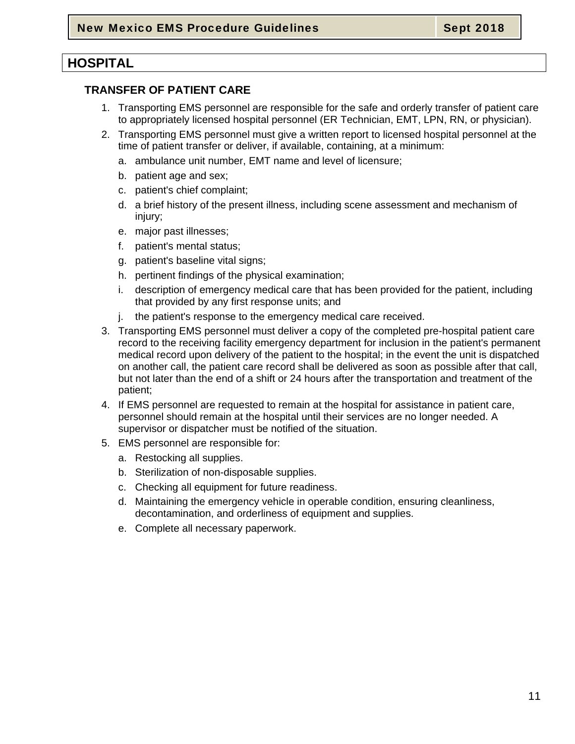# HOSPITAL

## TRANSFER OF PATIENT CARE

1. Transporting EMS personnel are responsible for the safe and orderly transfer of patient care to appropriately licensed hospital personnel (ER Technician, EMT, LPN, RN, or physician).
2. Transporting EMS personnel must give a written report to licensed hospital personnel at the time of patient transfer or deliver, if available, containing, at a minimum:
   a. ambulance unit number, EMT name and level of licensure;
   b. patient age and sex;
   c. patient's chief complaint;
   d. a brief history of the present illness, including scene assessment and mechanism of injury;
   e. major past illnesses;
   f. patient's mental status;
   g. patient's baseline vital signs;
   h. pertinent findings of the physical examination;
   i. description of emergency medical care that has been provided for the patient, including that provided by any first response units; and
   j. the patient's response to the emergency medical care received.
3. Transporting EMS personnel must deliver a copy of the completed pre-hospital patient care record to the receiving facility emergency department for inclusion in the patient's permanent medical record upon delivery of the patient to the hospital; in the event the unit is dispatched on another call, the patient care record shall be delivered as soon as possible after that call, but not later than the end of a shift or 24 hours after the transportation and treatment of the patient;
4. If EMS personnel are requested to remain at the hospital for assistance in patient care, personnel should remain at the hospital until their services are no longer needed. A supervisor or dispatcher must be notified of the situation.
5. EMS personnel are responsible for:
   a. Restocking all supplies.
   b. Sterilization of non-disposable supplies.
   c. Checking all equipment for future readiness.
   d. Maintaining the emergency vehicle in operable condition, ensuring cleanliness, decontamination, and orderliness of equipment and supplies.
   e. Complete all necessary paperwork.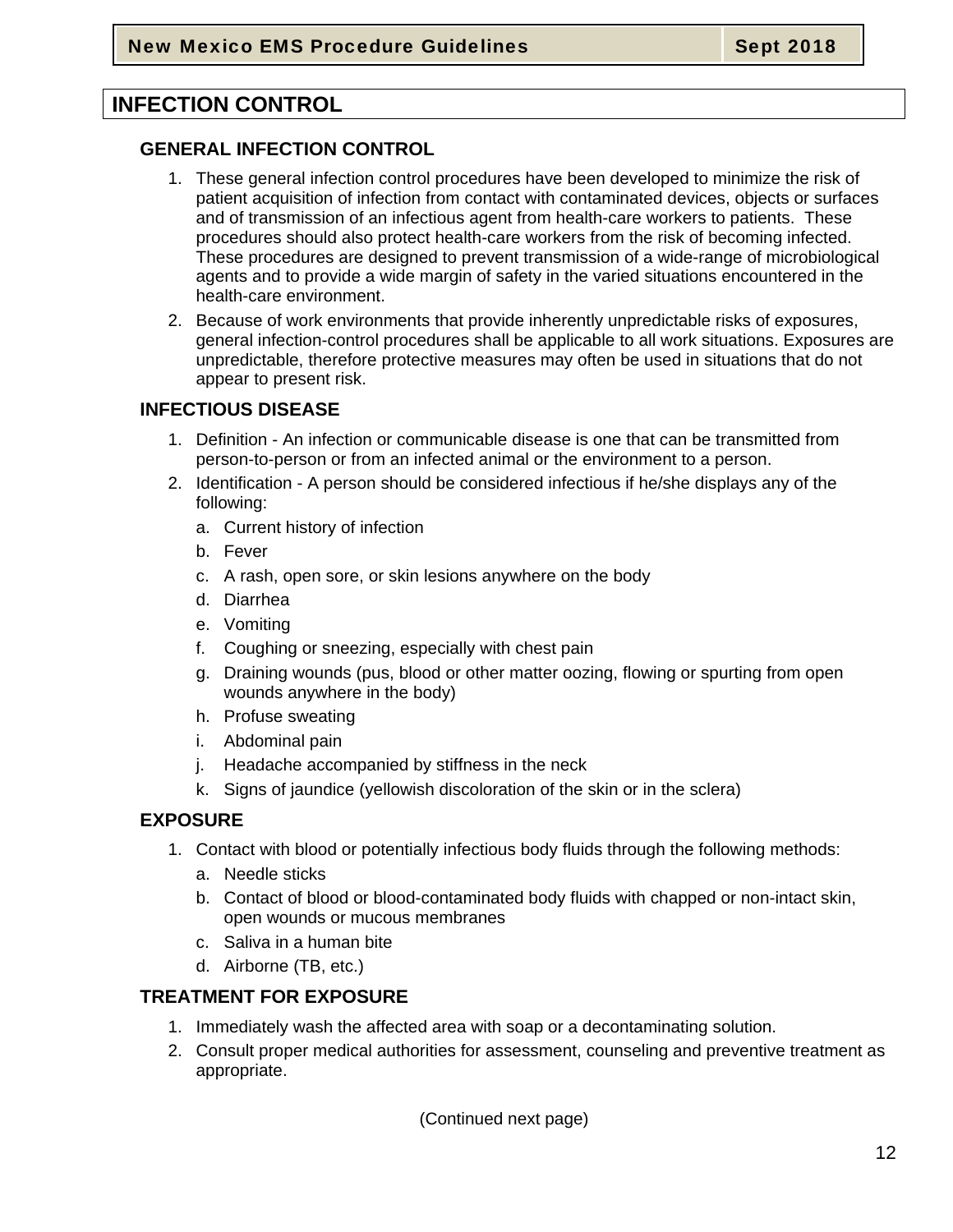# INFECTION CONTROL

## GENERAL INFECTION CONTROL

1. These general infection control procedures have been developed to minimize the risk of patient acquisition of infection from contact with contaminated devices, objects or surfaces and of transmission of an infectious agent from health-care workers to patients. These procedures should also protect health-care workers from the risk of becoming infected. These procedures are designed to prevent transmission of a wide-range of microbiological agents and to provide a wide margin of safety in the varied situations encountered in the health-care environment.
2. Because of work environments that provide inherently unpredictable risks of exposures, general infection-control procedures shall be applicable to all work situations. Exposures are unpredictable, therefore protective measures may often be used in situations that do not appear to present risk.

## INFECTIOUS DISEASE

1. Definition - An infection or communicable disease is one that can be transmitted from person-to-person or from an infected animal or the environment to a person.
2. Identification - A person should be considered infectious if he/she displays any of the following:
   a. Current history of infection
   b. Fever
   c. A rash, open sore, or skin lesions anywhere on the body
   d. Diarrhea
   e. Vomiting
   f. Coughing or sneezing, especially with chest pain
   g. Draining wounds (pus, blood or other matter oozing, flowing or spurting from open wounds anywhere in the body)
   h. Profuse sweating
   i. Abdominal pain
   j. Headache accompanied by stiffness in the neck
   k. Signs of jaundice (yellowish discoloration of the skin or in the sclera)

## EXPOSURE

1. Contact with blood or potentially infectious body fluids through the following methods:
   a. Needle sticks
   b. Contact of blood or blood-contaminated body fluids with chapped or non-intact skin, open wounds or mucous membranes
   c. Saliva in a human bite
   d. Airborne (TB, etc.)

## TREATMENT FOR EXPOSURE

1. Immediately wash the affected area with soap or a decontaminating solution.
2. Consult proper medical authorities for assessment, counseling and preventive treatment as appropriate.

(Continued next page)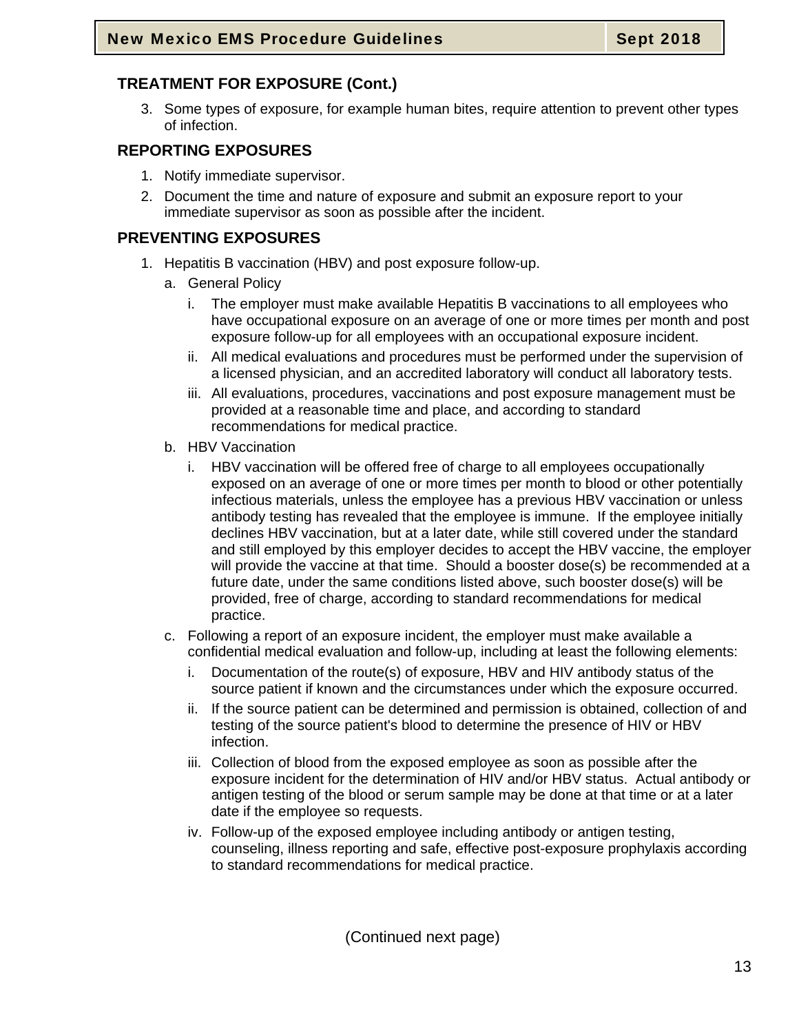## TREATMENT FOR EXPOSURE (Cont.)

3. Some types of exposure, for example human bites, require attention to prevent other types of infection.

## REPORTING EXPOSURES

1. Notify immediate supervisor.
2. Document the time and nature of exposure and submit an exposure report to your immediate supervisor as soon as possible after the incident.

## PREVENTING EXPOSURES

1. Hepatitis B vaccination (HBV) and post exposure follow-up.
   a. General Policy
      i. The employer must make available Hepatitis B vaccinations to all employees who have occupational exposure on an average of one or more times per month and post exposure follow-up for all employees with an occupational exposure incident.
      ii. All medical evaluations and procedures must be performed under the supervision of a licensed physician, and an accredited laboratory will conduct all laboratory tests.
      iii. All evaluations, procedures, vaccinations and post exposure management must be provided at a reasonable time and place, and according to standard recommendations for medical practice.
   b. HBV Vaccination
      i. HBV vaccination will be offered free of charge to all employees occupationally exposed on an average of one or more times per month to blood or other potentially infectious materials, unless the employee has a previous HBV vaccination or unless antibody testing has revealed that the employee is immune. If the employee initially declines HBV vaccination, but at a later date, while still covered under the standard and still employed by this employer decides to accept the HBV vaccine, the employer will provide the vaccine at that time. Should a booster dose(s) be recommended at a future date, under the same conditions listed above, such booster dose(s) will be provided, free of charge, according to standard recommendations for medical practice.
   c. Following a report of an exposure incident, the employer must make available a confidential medical evaluation and follow-up, including at least the following elements:
      i. Documentation of the route(s) of exposure, HBV and HIV antibody status of the source patient if known and the circumstances under which the exposure occurred.
      ii. If the source patient can be determined and permission is obtained, collection of and testing of the source patient's blood to determine the presence of HIV or HBV infection.
      iii. Collection of blood from the exposed employee as soon as possible after the exposure incident for the determination of HIV and/or HBV status. Actual antibody or antigen testing of the blood or serum sample may be done at that time or at a later date if the employee so requests.
      iv. Follow-up of the exposed employee including antibody or antigen testing, counseling, illness reporting and safe, effective post-exposure prophylaxis according to standard recommendations for medical practice.

(Continued next page)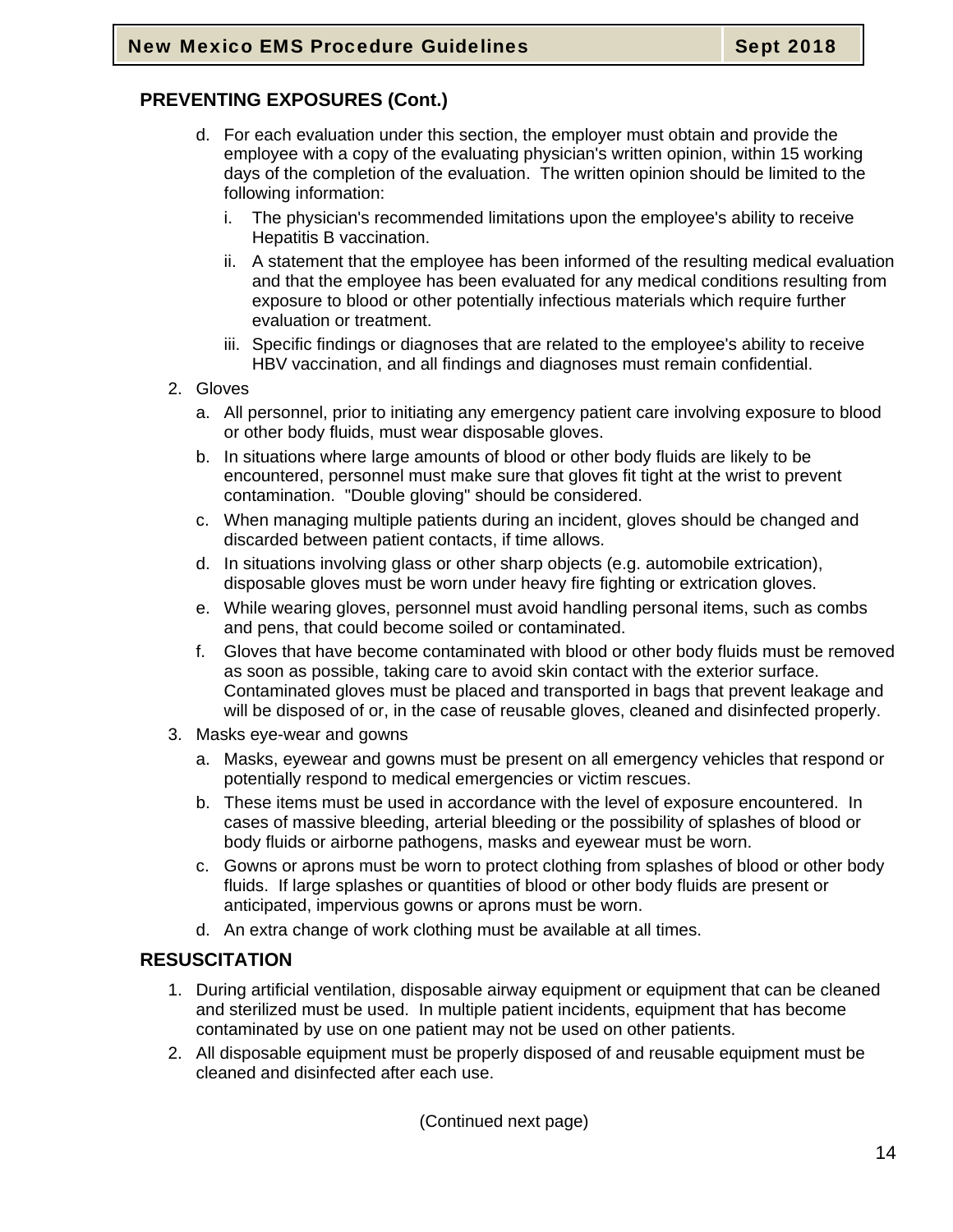## PREVENTING EXPOSURES (Cont.)

   d. For each evaluation under this section, the employer must obtain and provide the employee with a copy of the evaluating physician's written opinion, within 15 working days of the completion of the evaluation. The written opinion should be limited to the following information:

      i. The physician's recommended limitations upon the employee's ability to receive Hepatitis B vaccination.

      ii. A statement that the employee has been informed of the resulting medical evaluation and that the employee has been evaluated for any medical conditions resulting from exposure to blood or other potentially infectious materials which require further evaluation or treatment.

      iii. Specific findings or diagnoses that are related to the employee's ability to receive HBV vaccination, and all findings and diagnoses must remain confidential.

2. Gloves

   a. All personnel, prior to initiating any emergency patient care involving exposure to blood or other body fluids, must wear disposable gloves.

   b. In situations where large amounts of blood or other body fluids are likely to be encountered, personnel must make sure that gloves fit tight at the wrist to prevent contamination. "Double gloving" should be considered.

   c. When managing multiple patients during an incident, gloves should be changed and discarded between patient contacts, if time allows.

   d. In situations involving glass or other sharp objects (e.g. automobile extrication), disposable gloves must be worn under heavy fire fighting or extrication gloves.

   e. While wearing gloves, personnel must avoid handling personal items, such as combs and pens, that could become soiled or contaminated.

   f. Gloves that have become contaminated with blood or other body fluids must be removed as soon as possible, taking care to avoid skin contact with the exterior surface. Contaminated gloves must be placed and transported in bags that prevent leakage and will be disposed of or, in the case of reusable gloves, cleaned and disinfected properly.

3. Masks eye-wear and gowns

   a. Masks, eyewear and gowns must be present on all emergency vehicles that respond or potentially respond to medical emergencies or victim rescues.

   b. These items must be used in accordance with the level of exposure encountered. In cases of massive bleeding, arterial bleeding or the possibility of splashes of blood or body fluids or airborne pathogens, masks and eyewear must be worn.

   c. Gowns or aprons must be worn to protect clothing from splashes of blood or other body fluids. If large splashes or quantities of blood or other body fluids are present or anticipated, impervious gowns or aprons must be worn.

   d. An extra change of work clothing must be available at all times.

## RESUSCITATION

1. During artificial ventilation, disposable airway equipment or equipment that can be cleaned and sterilized must be used. In multiple patient incidents, equipment that has become contaminated by use on one patient may not be used on other patients.

2. All disposable equipment must be properly disposed of and reusable equipment must be cleaned and disinfected after each use.

(Continued next page)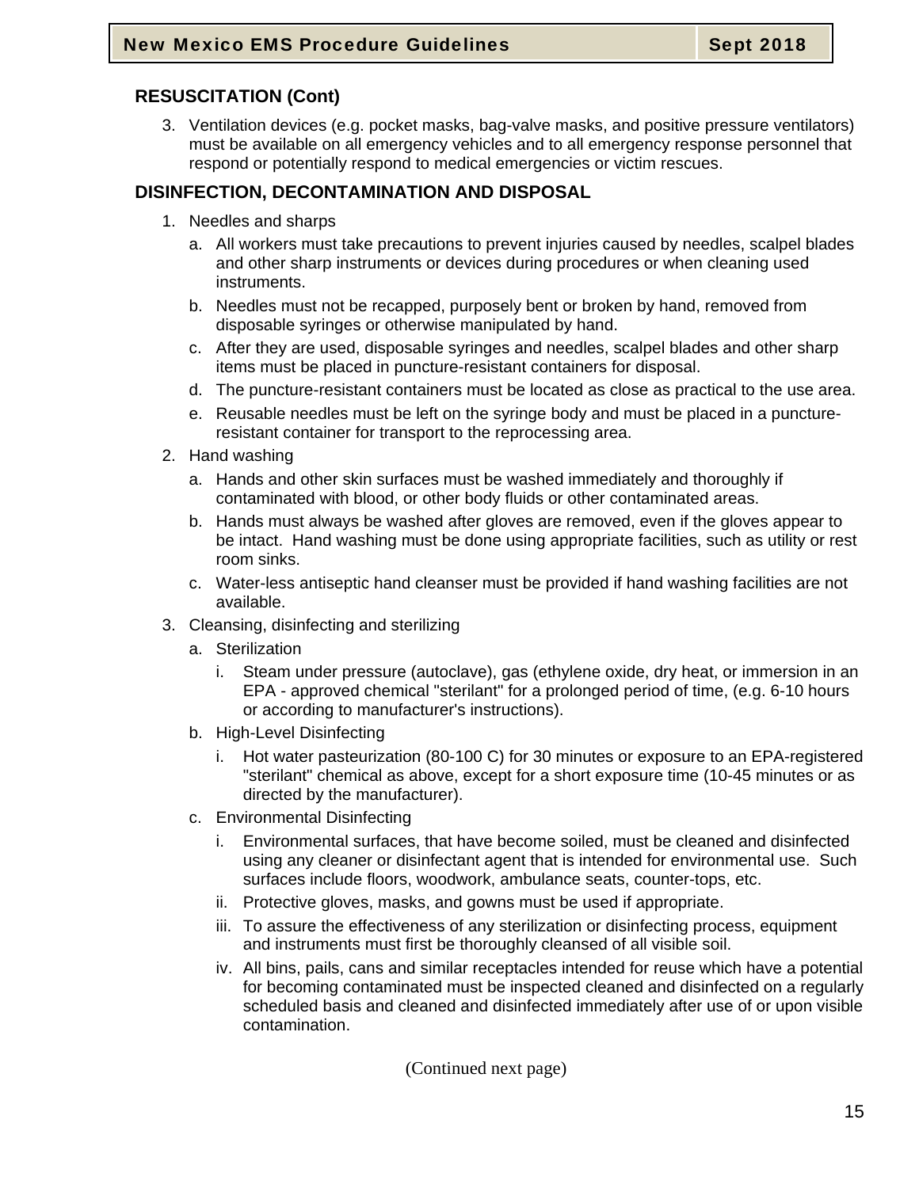## RESUSCITATION (Cont)

3. Ventilation devices (e.g. pocket masks, bag-valve masks, and positive pressure ventilators) must be available on all emergency vehicles and to all emergency response personnel that respond or potentially respond to medical emergencies or victim rescues.

## DISINFECTION, DECONTAMINATION AND DISPOSAL

1. Needles and sharps
   a. All workers must take precautions to prevent injuries caused by needles, scalpel blades and other sharp instruments or devices during procedures or when cleaning used instruments.
   b. Needles must not be recapped, purposely bent or broken by hand, removed from disposable syringes or otherwise manipulated by hand.
   c. After they are used, disposable syringes and needles, scalpel blades and other sharp items must be placed in puncture-resistant containers for disposal.
   d. The puncture-resistant containers must be located as close as practical to the use area.
   e. Reusable needles must be left on the syringe body and must be placed in a puncture-resistant container for transport to the reprocessing area.
2. Hand washing
   a. Hands and other skin surfaces must be washed immediately and thoroughly if contaminated with blood, or other body fluids or other contaminated areas.
   b. Hands must always be washed after gloves are removed, even if the gloves appear to be intact. Hand washing must be done using appropriate facilities, such as utility or rest room sinks.
   c. Water-less antiseptic hand cleanser must be provided if hand washing facilities are not available.
3. Cleansing, disinfecting and sterilizing
   a. Sterilization
      i. Steam under pressure (autoclave), gas (ethylene oxide, dry heat, or immersion in an EPA - approved chemical "sterilant" for a prolonged period of time, (e.g. 6-10 hours or according to manufacturer's instructions).
   b. High-Level Disinfecting
      i. Hot water pasteurization (80-100 C) for 30 minutes or exposure to an EPA-registered "sterilant" chemical as above, except for a short exposure time (10-45 minutes or as directed by the manufacturer).
   c. Environmental Disinfecting
      i. Environmental surfaces, that have become soiled, must be cleaned and disinfected using any cleaner or disinfectant agent that is intended for environmental use. Such surfaces include floors, woodwork, ambulance seats, counter-tops, etc.
      ii. Protective gloves, masks, and gowns must be used if appropriate.
      iii. To assure the effectiveness of any sterilization or disinfecting process, equipment and instruments must first be thoroughly cleansed of all visible soil.
      iv. All bins, pails, cans and similar receptacles intended for reuse which have a potential for becoming contaminated must be inspected cleaned and disinfected on a regularly scheduled basis and cleaned and disinfected immediately after use of or upon visible contamination.

(Continued next page)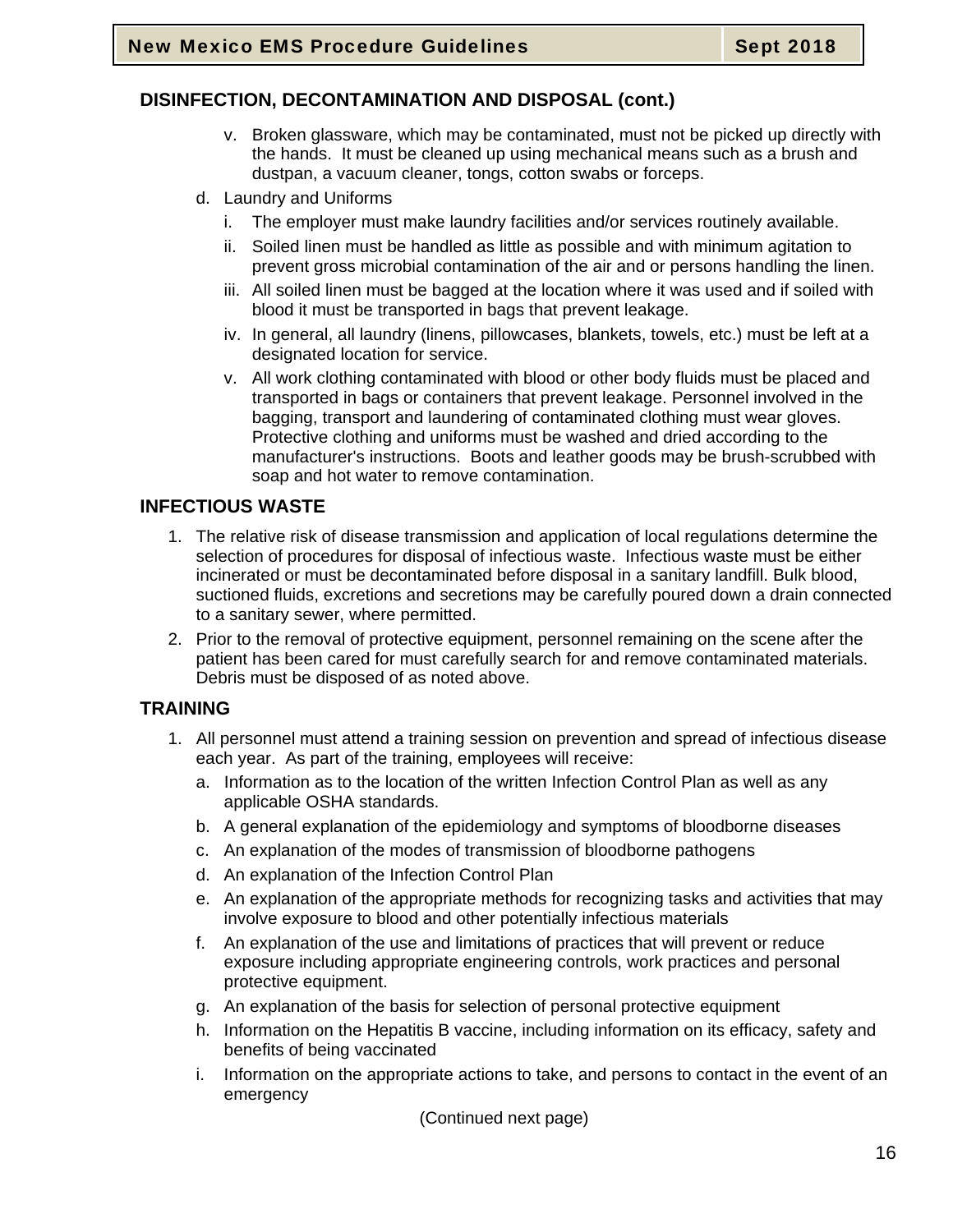## DISINFECTION, DECONTAMINATION AND DISPOSAL (cont.)

- v. Broken glassware, which may be contaminated, must not be picked up directly with the hands. It must be cleaned up using mechanical means such as a brush and dustpan, a vacuum cleaner, tongs, cotton swabs or forceps.

d. Laundry and Uniforms

- i. The employer must make laundry facilities and/or services routinely available.
- ii. Soiled linen must be handled as little as possible and with minimum agitation to prevent gross microbial contamination of the air and or persons handling the linen.
- iii. All soiled linen must be bagged at the location where it was used and if soiled with blood it must be transported in bags that prevent leakage.
- iv. In general, all laundry (linens, pillowcases, blankets, towels, etc.) must be left at a designated location for service.
- v. All work clothing contaminated with blood or other body fluids must be placed and transported in bags or containers that prevent leakage. Personnel involved in the bagging, transport and laundering of contaminated clothing must wear gloves. Protective clothing and uniforms must be washed and dried according to the manufacturer's instructions. Boots and leather goods may be brush-scrubbed with soap and hot water to remove contamination.

## INFECTIOUS WASTE

1. The relative risk of disease transmission and application of local regulations determine the selection of procedures for disposal of infectious waste. Infectious waste must be either incinerated or must be decontaminated before disposal in a sanitary landfill. Bulk blood, suctioned fluids, excretions and secretions may be carefully poured down a drain connected to a sanitary sewer, where permitted.
2. Prior to the removal of protective equipment, personnel remaining on the scene after the patient has been cared for must carefully search for and remove contaminated materials. Debris must be disposed of as noted above.

## TRAINING

1. All personnel must attend a training session on prevention and spread of infectious disease each year. As part of the training, employees will receive:
   - a. Information as to the location of the written Infection Control Plan as well as any applicable OSHA standards.
   - b. A general explanation of the epidemiology and symptoms of bloodborne diseases
   - c. An explanation of the modes of transmission of bloodborne pathogens
   - d. An explanation of the Infection Control Plan
   - e. An explanation of the appropriate methods for recognizing tasks and activities that may involve exposure to blood and other potentially infectious materials
   - f. An explanation of the use and limitations of practices that will prevent or reduce exposure including appropriate engineering controls, work practices and personal protective equipment.
   - g. An explanation of the basis for selection of personal protective equipment
   - h. Information on the Hepatitis B vaccine, including information on its efficacy, safety and benefits of being vaccinated
   - i. Information on the appropriate actions to take, and persons to contact in the event of an emergency

(Continued next page)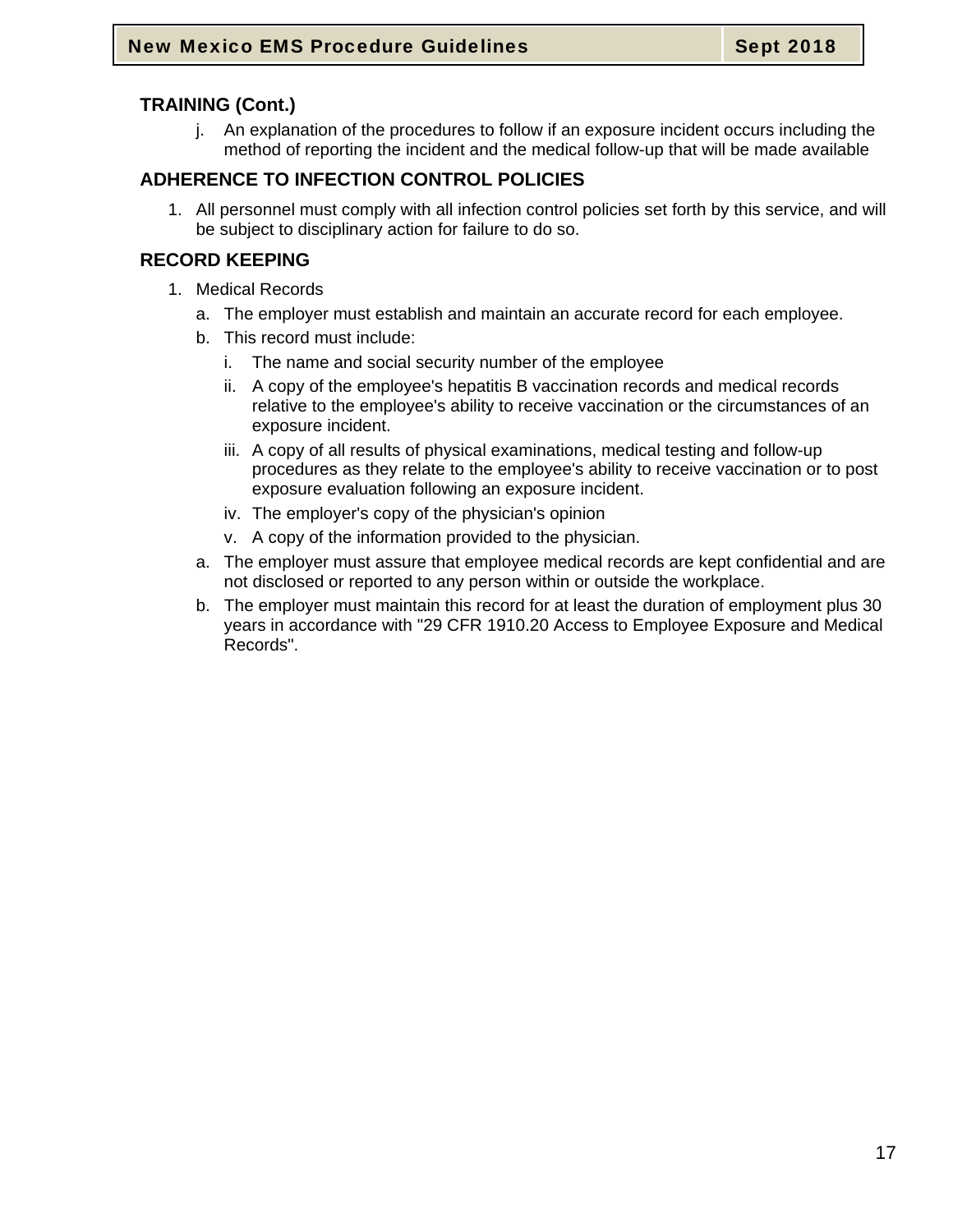### TRAINING (Cont.)

   j. An explanation of the procedures to follow if an exposure incident occurs including the method of reporting the incident and the medical follow-up that will be made available

### ADHERENCE TO INFECTION CONTROL POLICIES

1. All personnel must comply with all infection control policies set forth by this service, and will be subject to disciplinary action for failure to do so.

### RECORD KEEPING

1. Medical Records
   a. The employer must establish and maintain an accurate record for each employee.
   b. This record must include:
      i. The name and social security number of the employee
      ii. A copy of the employee's hepatitis B vaccination records and medical records relative to the employee's ability to receive vaccination or the circumstances of an exposure incident.
      iii. A copy of all results of physical examinations, medical testing and follow-up procedures as they relate to the employee's ability to receive vaccination or to post exposure evaluation following an exposure incident.
      iv. The employer's copy of the physician's opinion
      v. A copy of the information provided to the physician.
   a. The employer must assure that employee medical records are kept confidential and are not disclosed or reported to any person within or outside the workplace.
   b. The employer must maintain this record for at least the duration of employment plus 30 years in accordance with "29 CFR 1910.20 Access to Employee Exposure and Medical Records".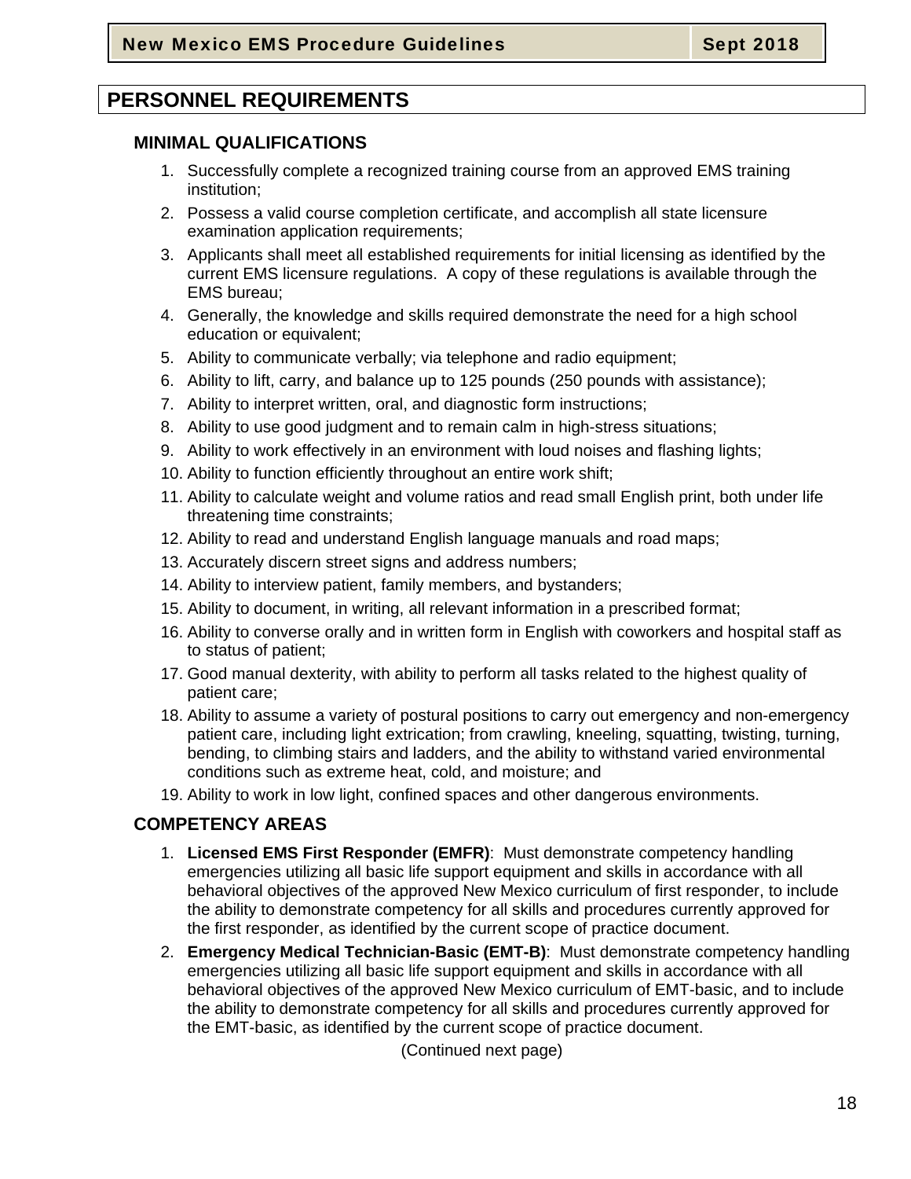## PERSONNEL REQUIREMENTS

### MINIMAL QUALIFICATIONS

1. Successfully complete a recognized training course from an approved EMS training institution;
2. Possess a valid course completion certificate, and accomplish all state licensure examination application requirements;
3. Applicants shall meet all established requirements for initial licensing as identified by the current EMS licensure regulations. A copy of these regulations is available through the EMS bureau;
4. Generally, the knowledge and skills required demonstrate the need for a high school education or equivalent;
5. Ability to communicate verbally; via telephone and radio equipment;
6. Ability to lift, carry, and balance up to 125 pounds (250 pounds with assistance);
7. Ability to interpret written, oral, and diagnostic form instructions;
8. Ability to use good judgment and to remain calm in high-stress situations;
9. Ability to work effectively in an environment with loud noises and flashing lights;
10. Ability to function efficiently throughout an entire work shift;
11. Ability to calculate weight and volume ratios and read small English print, both under life threatening time constraints;
12. Ability to read and understand English language manuals and road maps;
13. Accurately discern street signs and address numbers;
14. Ability to interview patient, family members, and bystanders;
15. Ability to document, in writing, all relevant information in a prescribed format;
16. Ability to converse orally and in written form in English with coworkers and hospital staff as to status of patient;
17. Good manual dexterity, with ability to perform all tasks related to the highest quality of patient care;
18. Ability to assume a variety of postural positions to carry out emergency and non-emergency patient care, including light extrication; from crawling, kneeling, squatting, twisting, turning, bending, to climbing stairs and ladders, and the ability to withstand varied environmental conditions such as extreme heat, cold, and moisture; and
19. Ability to work in low light, confined spaces and other dangerous environments.

### COMPETENCY AREAS

1. **Licensed EMS First Responder (EMFR)**: Must demonstrate competency handling emergencies utilizing all basic life support equipment and skills in accordance with all behavioral objectives of the approved New Mexico curriculum of first responder, to include the ability to demonstrate competency for all skills and procedures currently approved for the first responder, as identified by the current scope of practice document.
2. **Emergency Medical Technician-Basic (EMT-B)**: Must demonstrate competency handling emergencies utilizing all basic life support equipment and skills in accordance with all behavioral objectives of the approved New Mexico curriculum of EMT-basic, and to include the ability to demonstrate competency for all skills and procedures currently approved for the EMT-basic, as identified by the current scope of practice document.

(Continued next page)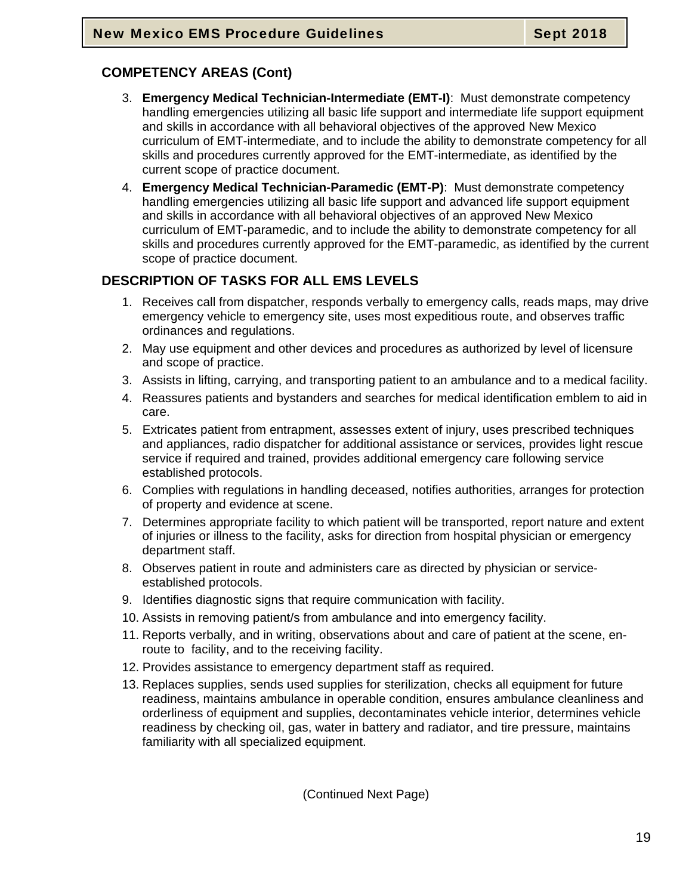## COMPETENCY AREAS (Cont)

3. **Emergency Medical Technician-Intermediate (EMT-I)**: Must demonstrate competency handling emergencies utilizing all basic life support and intermediate life support equipment and skills in accordance with all behavioral objectives of the approved New Mexico curriculum of EMT-intermediate, and to include the ability to demonstrate competency for all skills and procedures currently approved for the EMT-intermediate, as identified by the current scope of practice document.
4. **Emergency Medical Technician-Paramedic (EMT-P)**: Must demonstrate competency handling emergencies utilizing all basic life support and advanced life support equipment and skills in accordance with all behavioral objectives of an approved New Mexico curriculum of EMT-paramedic, and to include the ability to demonstrate competency for all skills and procedures currently approved for the EMT-paramedic, as identified by the current scope of practice document.

## DESCRIPTION OF TASKS FOR ALL EMS LEVELS

1. Receives call from dispatcher, responds verbally to emergency calls, reads maps, may drive emergency vehicle to emergency site, uses most expeditious route, and observes traffic ordinances and regulations.
2. May use equipment and other devices and procedures as authorized by level of licensure and scope of practice.
3. Assists in lifting, carrying, and transporting patient to an ambulance and to a medical facility.
4. Reassures patients and bystanders and searches for medical identification emblem to aid in care.
5. Extricates patient from entrapment, assesses extent of injury, uses prescribed techniques and appliances, radio dispatcher for additional assistance or services, provides light rescue service if required and trained, provides additional emergency care following service established protocols.
6. Complies with regulations in handling deceased, notifies authorities, arranges for protection of property and evidence at scene.
7. Determines appropriate facility to which patient will be transported, report nature and extent of injuries or illness to the facility, asks for direction from hospital physician or emergency department staff.
8. Observes patient in route and administers care as directed by physician or service-established protocols.
9. Identifies diagnostic signs that require communication with facility.
10. Assists in removing patient/s from ambulance and into emergency facility.
11. Reports verbally, and in writing, observations about and care of patient at the scene, en-route to facility, and to the receiving facility.
12. Provides assistance to emergency department staff as required.
13. Replaces supplies, sends used supplies for sterilization, checks all equipment for future readiness, maintains ambulance in operable condition, ensures ambulance cleanliness and orderliness of equipment and supplies, decontaminates vehicle interior, determines vehicle readiness by checking oil, gas, water in battery and radiator, and tire pressure, maintains familiarity with all specialized equipment.

(Continued Next Page)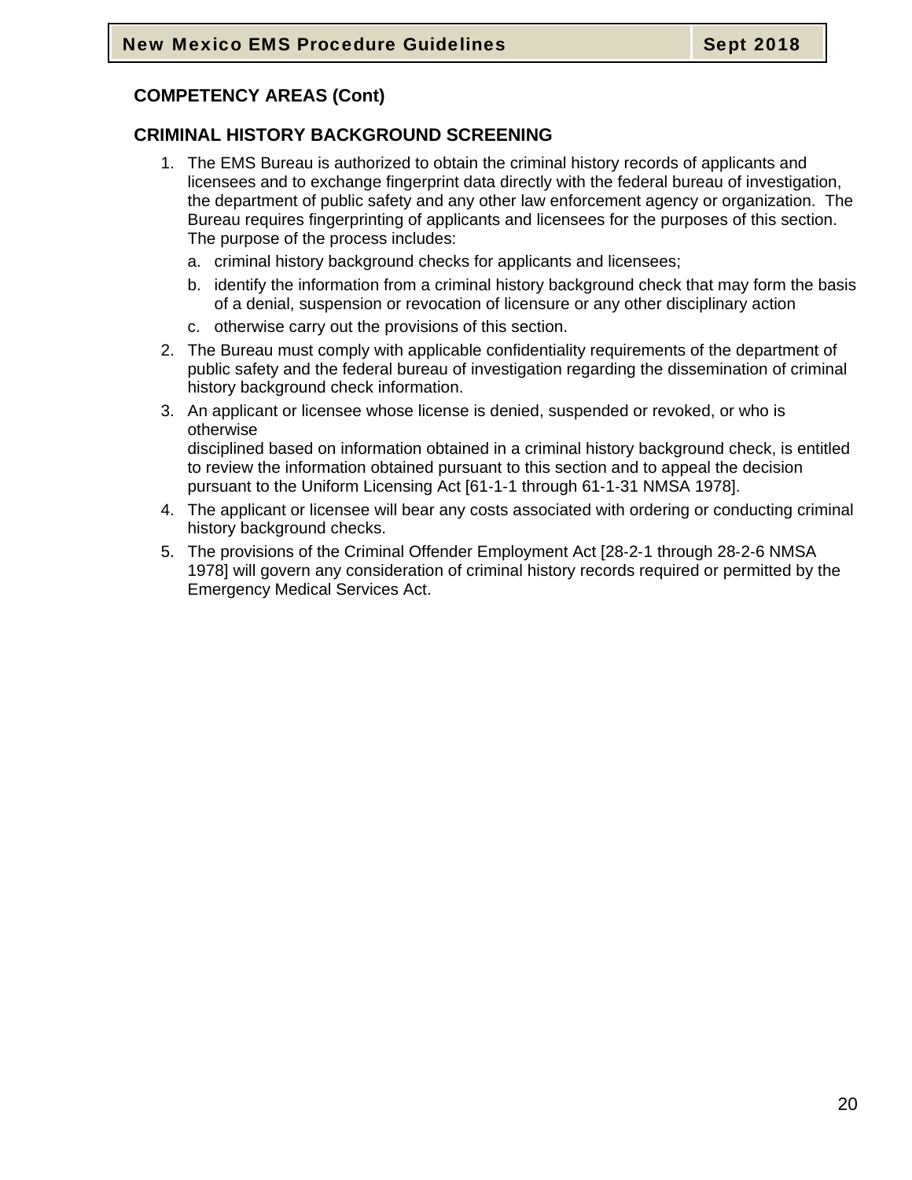## COMPETENCY AREAS (Cont)

## CRIMINAL HISTORY BACKGROUND SCREENING

1. The EMS Bureau is authorized to obtain the criminal history records of applicants and licensees and to exchange fingerprint data directly with the federal bureau of investigation, the department of public safety and any other law enforcement agency or organization. The Bureau requires fingerprinting of applicants and licensees for the purposes of this section. The purpose of the process includes:
   a. criminal history background checks for applicants and licensees;
   b. identify the information from a criminal history background check that may form the basis of a denial, suspension or revocation of licensure or any other disciplinary action
   c. otherwise carry out the provisions of this section.
2. The Bureau must comply with applicable confidentiality requirements of the department of public safety and the federal bureau of investigation regarding the dissemination of criminal history background check information.
3. An applicant or licensee whose license is denied, suspended or revoked, or who is otherwise disciplined based on information obtained in a criminal history background check, is entitled to review the information obtained pursuant to this section and to appeal the decision pursuant to the Uniform Licensing Act [61-1-1 through 61-1-31 NMSA 1978].
4. The applicant or licensee will bear any costs associated with ordering or conducting criminal history background checks.
5. The provisions of the Criminal Offender Employment Act [28-2-1 through 28-2-6 NMSA 1978] will govern any consideration of criminal history records required or permitted by the Emergency Medical Services Act.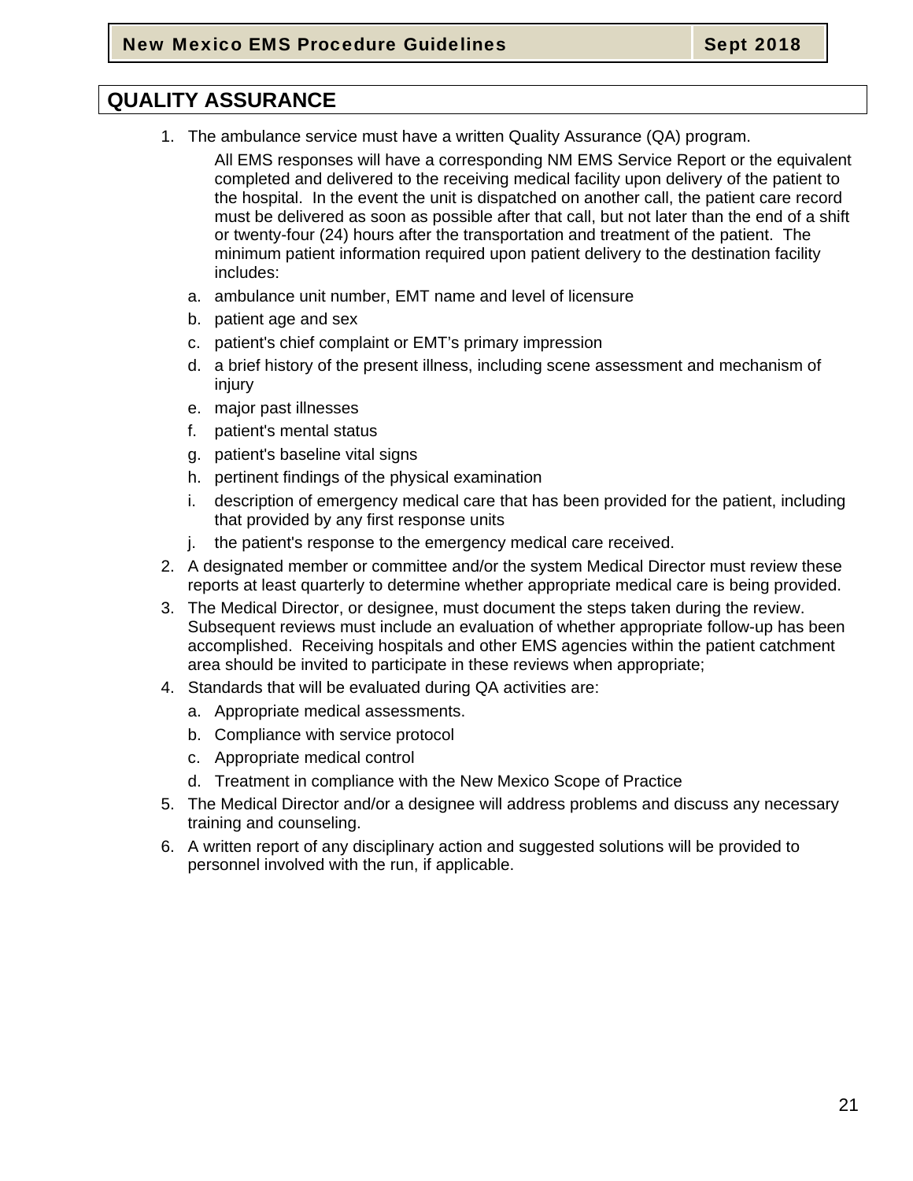# QUALITY ASSURANCE

1. The ambulance service must have a written Quality Assurance (QA) program.

   All EMS responses will have a corresponding NM EMS Service Report or the equivalent completed and delivered to the receiving medical facility upon delivery of the patient to the hospital. In the event the unit is dispatched on another call, the patient care record must be delivered as soon as possible after that call, but not later than the end of a shift or twenty-four (24) hours after the transportation and treatment of the patient. The minimum patient information required upon patient delivery to the destination facility includes:

   a. ambulance unit number, EMT name and level of licensure
   b. patient age and sex
   c. patient's chief complaint or EMT's primary impression
   d. a brief history of the present illness, including scene assessment and mechanism of injury
   e. major past illnesses
   f. patient's mental status
   g. patient's baseline vital signs
   h. pertinent findings of the physical examination
   i. description of emergency medical care that has been provided for the patient, including that provided by any first response units
   j. the patient's response to the emergency medical care received.

2. A designated member or committee and/or the system Medical Director must review these reports at least quarterly to determine whether appropriate medical care is being provided.
3. The Medical Director, or designee, must document the steps taken during the review. Subsequent reviews must include an evaluation of whether appropriate follow-up has been accomplished. Receiving hospitals and other EMS agencies within the patient catchment area should be invited to participate in these reviews when appropriate;
4. Standards that will be evaluated during QA activities are:
   a. Appropriate medical assessments.
   b. Compliance with service protocol
   c. Appropriate medical control
   d. Treatment in compliance with the New Mexico Scope of Practice
5. The Medical Director and/or a designee will address problems and discuss any necessary training and counseling.
6. A written report of any disciplinary action and suggested solutions will be provided to personnel involved with the run, if applicable.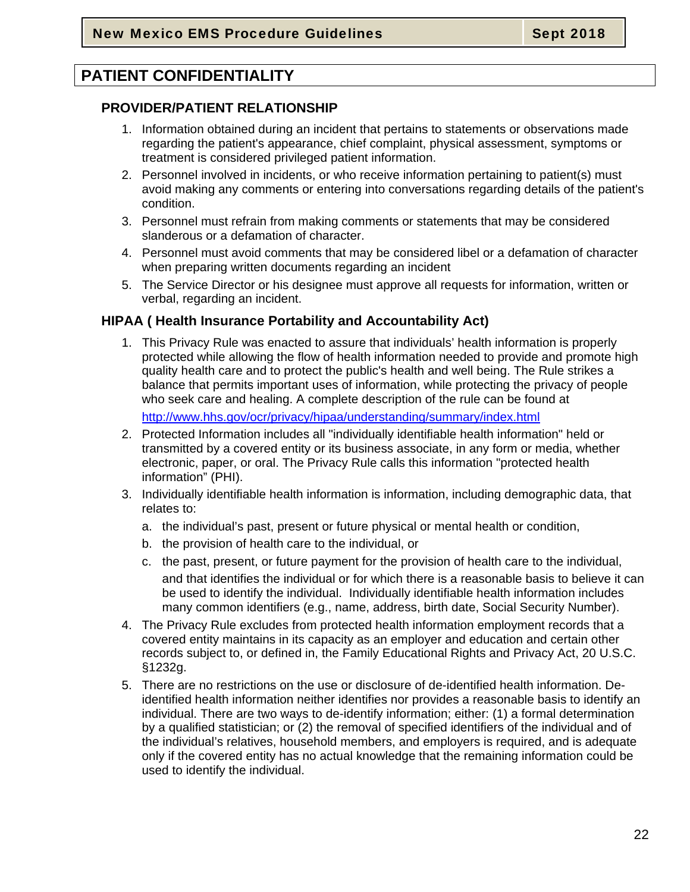## PATIENT CONFIDENTIALITY

### PROVIDER/PATIENT RELATIONSHIP

1. Information obtained during an incident that pertains to statements or observations made regarding the patient's appearance, chief complaint, physical assessment, symptoms or treatment is considered privileged patient information.
2. Personnel involved in incidents, or who receive information pertaining to patient(s) must avoid making any comments or entering into conversations regarding details of the patient's condition.
3. Personnel must refrain from making comments or statements that may be considered slanderous or a defamation of character.
4. Personnel must avoid comments that may be considered libel or a defamation of character when preparing written documents regarding an incident
5. The Service Director or his designee must approve all requests for information, written or verbal, regarding an incident.

### HIPAA ( Health Insurance Portability and Accountability Act)

1. This Privacy Rule was enacted to assure that individuals' health information is properly protected while allowing the flow of health information needed to provide and promote high quality health care and to protect the public's health and well being. The Rule strikes a balance that permits important uses of information, while protecting the privacy of people who seek care and healing. A complete description of the rule can be found at

   http://www.hhs.gov/ocr/privacy/hipaa/understanding/summary/index.html
2. Protected Information includes all "individually identifiable health information" held or transmitted by a covered entity or its business associate, in any form or media, whether electronic, paper, or oral. The Privacy Rule calls this information "protected health information" (PHI).
3. Individually identifiable health information is information, including demographic data, that relates to:
   a. the individual's past, present or future physical or mental health or condition,
   b. the provision of health care to the individual, or
   c. the past, present, or future payment for the provision of health care to the individual,

      and that identifies the individual or for which there is a reasonable basis to believe it can be used to identify the individual. Individually identifiable health information includes many common identifiers (e.g., name, address, birth date, Social Security Number).
4. The Privacy Rule excludes from protected health information employment records that a covered entity maintains in its capacity as an employer and education and certain other records subject to, or defined in, the Family Educational Rights and Privacy Act, 20 U.S.C. §1232g.
5. There are no restrictions on the use or disclosure of de-identified health information. De-identified health information neither identifies nor provides a reasonable basis to identify an individual. There are two ways to de-identify information; either: (1) a formal determination by a qualified statistician; or (2) the removal of specified identifiers of the individual and of the individual's relatives, household members, and employers is required, and is adequate only if the covered entity has no actual knowledge that the remaining information could be used to identify the individual.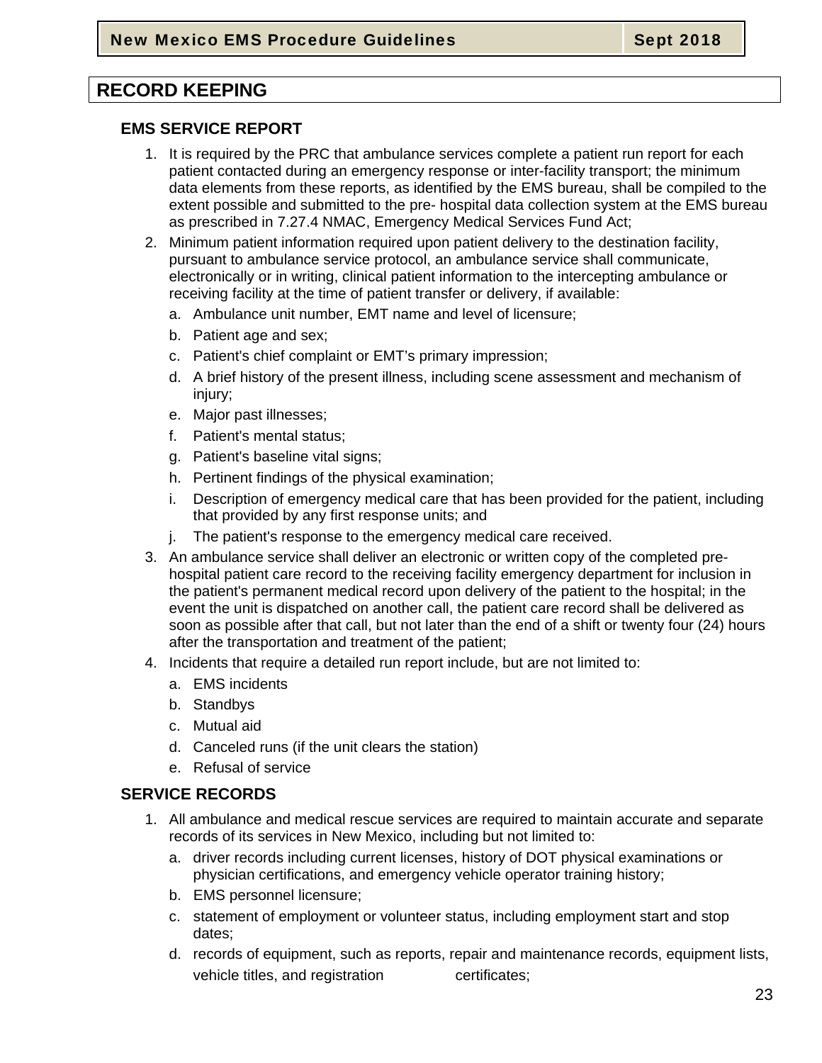## RECORD KEEPING

### EMS SERVICE REPORT

1. It is required by the PRC that ambulance services complete a patient run report for each patient contacted during an emergency response or inter-facility transport; the minimum data elements from these reports, as identified by the EMS bureau, shall be compiled to the extent possible and submitted to the pre- hospital data collection system at the EMS bureau as prescribed in 7.27.4 NMAC, Emergency Medical Services Fund Act;
2. Minimum patient information required upon patient delivery to the destination facility, pursuant to ambulance service protocol, an ambulance service shall communicate, electronically or in writing, clinical patient information to the intercepting ambulance or receiving facility at the time of patient transfer or delivery, if available:
   a. Ambulance unit number, EMT name and level of licensure;
   b. Patient age and sex;
   c. Patient's chief complaint or EMT's primary impression;
   d. A brief history of the present illness, including scene assessment and mechanism of injury;
   e. Major past illnesses;
   f. Patient's mental status;
   g. Patient's baseline vital signs;
   h. Pertinent findings of the physical examination;
   i. Description of emergency medical care that has been provided for the patient, including that provided by any first response units; and
   j. The patient's response to the emergency medical care received.
3. An ambulance service shall deliver an electronic or written copy of the completed pre-hospital patient care record to the receiving facility emergency department for inclusion in the patient's permanent medical record upon delivery of the patient to the hospital; in the event the unit is dispatched on another call, the patient care record shall be delivered as soon as possible after that call, but not later than the end of a shift or twenty four (24) hours after the transportation and treatment of the patient;
4. Incidents that require a detailed run report include, but are not limited to:
   a. EMS incidents
   b. Standbys
   c. Mutual aid
   d. Canceled runs (if the unit clears the station)
   e. Refusal of service

### SERVICE RECORDS

1. All ambulance and medical rescue services are required to maintain accurate and separate records of its services in New Mexico, including but not limited to:
   a. driver records including current licenses, history of DOT physical examinations or physician certifications, and emergency vehicle operator training history;
   b. EMS personnel licensure;
   c. statement of employment or volunteer status, including employment start and stop dates;
   d. records of equipment, such as reports, repair and maintenance records, equipment lists, vehicle titles, and registration certificates;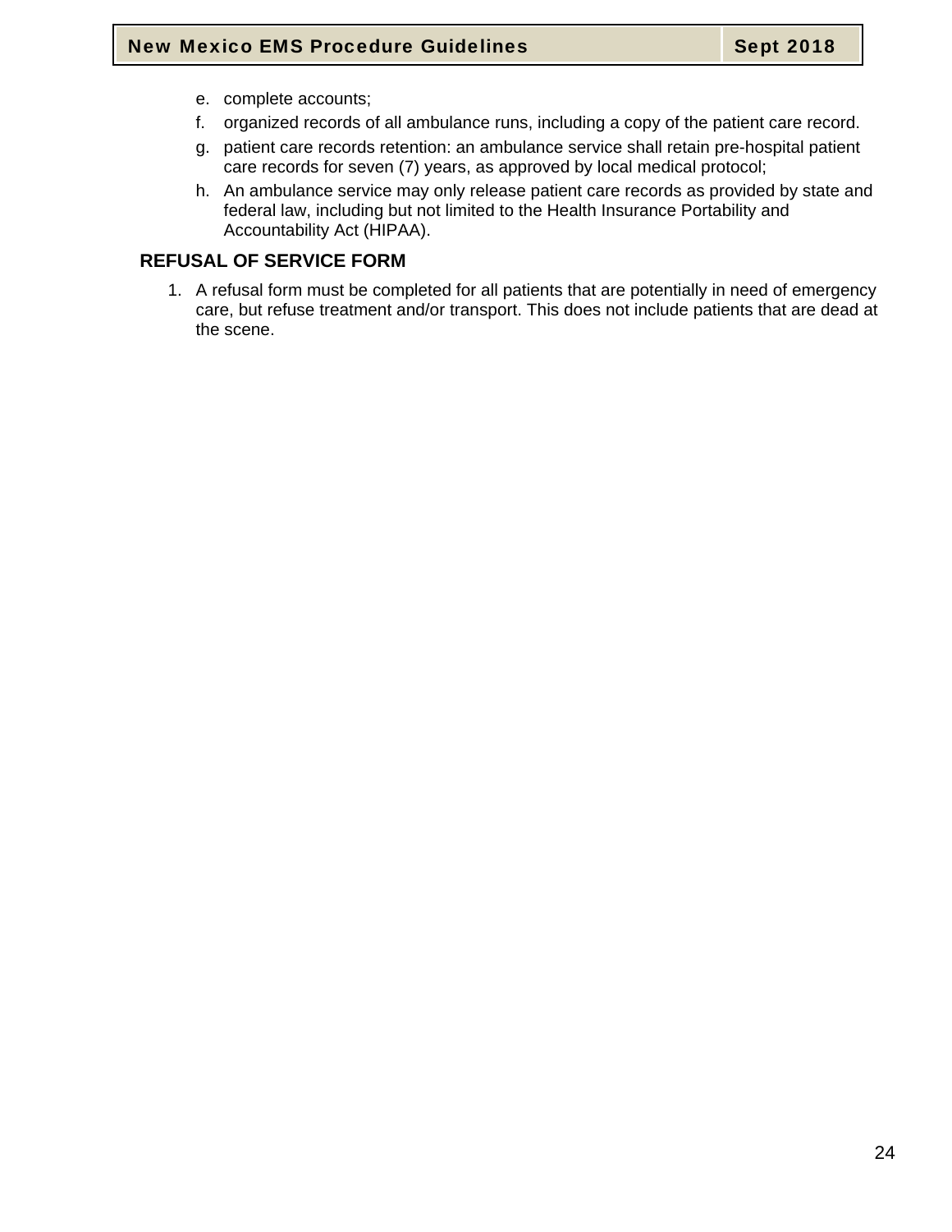e. complete accounts;
f. organized records of all ambulance runs, including a copy of the patient care record.
g. patient care records retention: an ambulance service shall retain pre-hospital patient care records for seven (7) years, as approved by local medical protocol;
h. An ambulance service may only release patient care records as provided by state and federal law, including but not limited to the Health Insurance Portability and Accountability Act (HIPAA).

## REFUSAL OF SERVICE FORM

1. A refusal form must be completed for all patients that are potentially in need of emergency care, but refuse treatment and/or transport. This does not include patients that are dead at the scene.